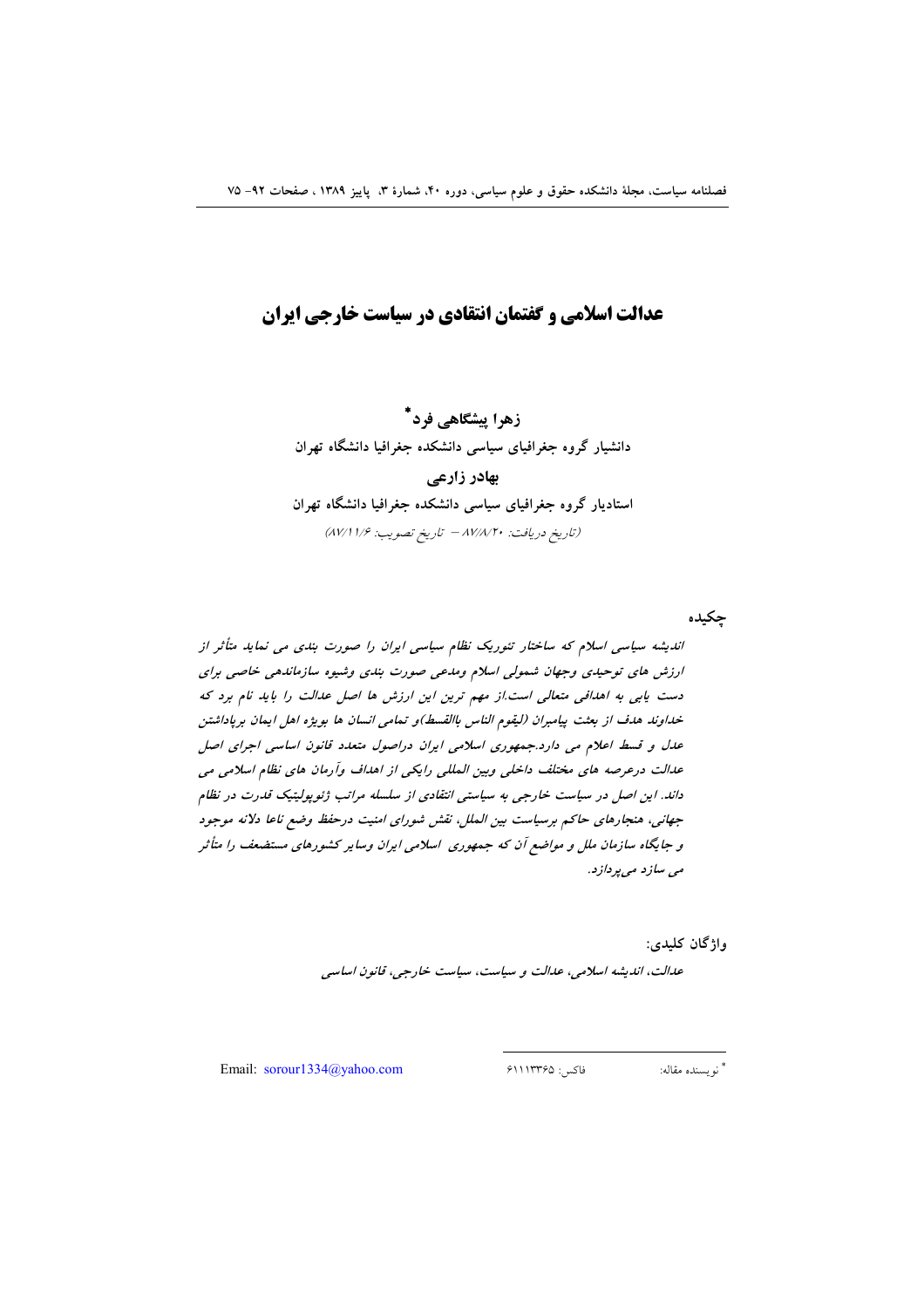# عدالت اسلامی و گفتمان انتقادی در سیاست خارجی ایران

**زهرا پیشگاهی فرد***

**دانشیار گروه جغرافیای سیاسی دانشکده جغرافیا دانشگاه تهران**

**بهادر زارعی**

**استادیار گروه جغرافیای سیاسی دانشکده جغرافیا دانشگاه تهران**

*(تاریخ دریافت: ۸۷/۸/۲۰ – تاریخ تصویب: ۸۷/۱۱/۶)*

**چکیده**

*اندیشه سیاسی اسلام که ساختار تئوریک نظام سیاسی ایران را صورت بندی می نماید متأثر از ارزش های توحیدی وجهان شمولی اسلام ومدعی صورت بندی وشیوه سازماندهی خاصی برای دست یابی به اهدافی متعالی است.از مهم ترین این ارزش ها اصل عدالت را باید نام برد که خداوند هدف از بعثت پیامبران (لیقوم الناس بالقسط)و تمامی انسان ها بویژه اهل ایمان ها برپاداشتن عدل و قسط اعلام می دارد.جمهوری اسلامی ایران دراصول متعدد قانون اساسی اجرای اصل عدالت درعرصه های مختلف داخلی وبین المللی رایکی از اهداف وآرمان های نظام اسلامی می داند. این اصل در سیاست خارجی به سیاستی انتقادی از سلسله مراتب ژئوپولیتیک قدرت در نظام جهانی، هنجارهای حاکم برسیاست بین الملل، نقش شورای امنیت درحفظ وضع ناعا دلانه موجود و جایگاه سازمان ملل و مواضع آن که جمهوری اسلامی ایران وسایر کشورهای مستضعف را متأثر می سازد می‌پردازد.*

**واژگان کلیدی:**

*عدالت، اندیشه اسلامی، عدالت و سیاست، سیاست خارجی، قانون اساسی*

---

* نویسنده مقاله: فاکس: ۶۱۱۱۳۳۶۵ Email: sorour1334@yahoo.com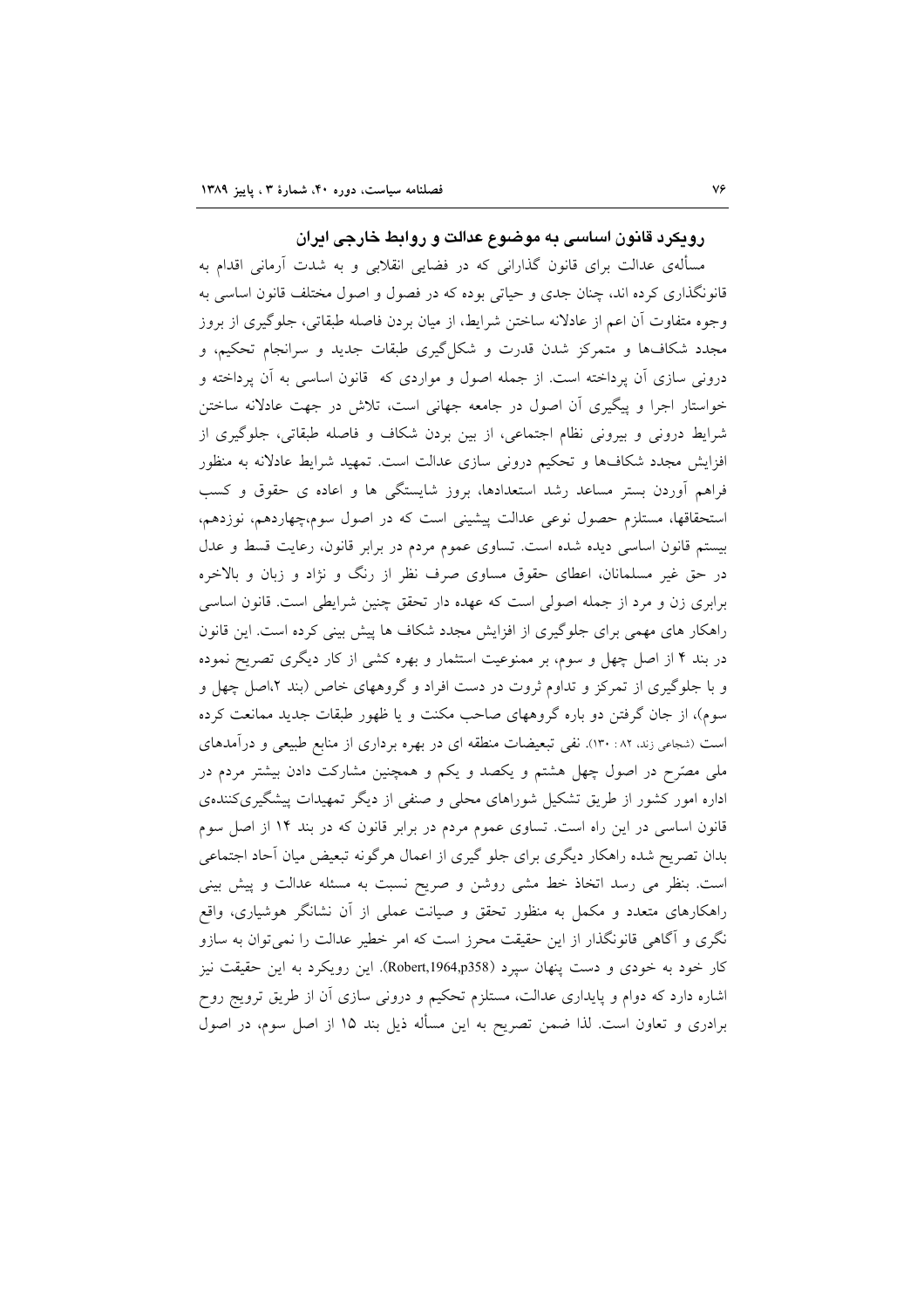## رویکرد قانون اساسی به موضوع عدالت و روابط خارجی ایران

مسألهی عدالت برای قانون گذارانی که در فضایی انقلابی و به شدت آرمانی اقدام به قانونگذاری کرده اند، چنان جدی و حیاتی بوده که در فصول و اصول مختلف قانون اساسی به وجوه متفاوت آن اعم از عادلانه ساختن شرایط، از میان بردن فاصله طبقاتی، جلوگیری از بروز مجدد شکاف‌ها و متمرکز شدن قدرت و شکل‌گیری طبقات جدید و سرانجام تحکیم، و درونی سازی آن پرداخته است. از جمله اصول و مواردی که قانون اساسی به آن پرداخته و خواستار اجرا و پیگیری آن اصول در جامعه جهانی است، تلاش در جهت عادلانه ساختن شرایط درونی و بیرونی نظام اجتماعی، از بین بردن شکاف و فاصله طبقاتی، جلوگیری از افزایش مجدد شکاف‌ها و تحکیم درونی سازی عدالت است. تمهید شرایط عادلانه به منظور فراهم آوردن بستر مساعد رشد استعدادها، بروز شایستگی ها و اعاده ی حقوق و کسب استحقاقها، مستلزم حصول نوعی عدالت پیشینی است که در اصول سوم،چهاردهم، نوزدهم، بیستم قانون اساسی دیده شده است. تساوی عموم مردم در برابر قانون، رعایت قسط و عدل در حق غیر مسلمانان، اعطای حقوق مساوی صرف نظر از رنگ و نژاد و زبان و بالاخره برابری زن و مرد از جمله اصولی است که عهده دار تحقق چنین شرایطی است. قانون اساسی راهکار های مهمی برای جلوگیری از افزایش مجدد شکاف ها پیش بینی کرده است. این قانون در بند ۴ از اصل چهل و سوم، بر ممنوعیت استثمار و بهره کشی از کار دیگری تصریح نموده و با جلوگیری از تمرکز و تداوم ثروت در دست افراد و گروههای خاص (بند ۲،اصل چهل و سوم)، از جان گرفتن دو باره گروههای صاحب مکنت و یا ظهور طبقات جدید ممانعت کرده است (شجاعی زند، ۸۲ : ۱۳۰). نفی تبعیضات منطقه ای در بهره برداری از منابع طبیعی و درآمدهای ملی مصرّح در اصول چهل هشتم و یکصد و یکم و همچنین مشارکت دادن بیشتر مردم در اداره امور کشور از طریق تشکیل شوراهای محلی و صنفی از دیگر تمهیدات پیشگیری‌کننده‌ی قانون اساسی در این راه است. تساوی عموم مردم در برابر قانون که در بند ۱۴ از اصل سوم بدان تصریح شده راهکار دیگری برای جلو گیری از اعمال هرگونه تبعیض میان آحاد اجتماعی است. بنظر می رسد اتخاذ خط مشی روشن و صریح نسبت به مسئله عدالت و پیش بینی راهکارهای متعدد و مکمل به منظور تحقق و صیانت عملی از آن نشانگر هوشیاری، واقع نگری و آگاهی قانونگذار از این حقیقت محرز است که امر خطیر عدالت را نمی‌توان به سازو کار خود به خودی و دست پنهان سپرد (Robert,1964,p358). این رویکرد به این حقیقت نیز اشاره دارد که دوام و پایداری عدالت، مستلزم تحکیم و درونی سازی آن از طریق ترویج روح برادری و تعاون است. لذا ضمن تصریح به این مسأله ذیل بند ۱۵ از اصل سوم، در اصول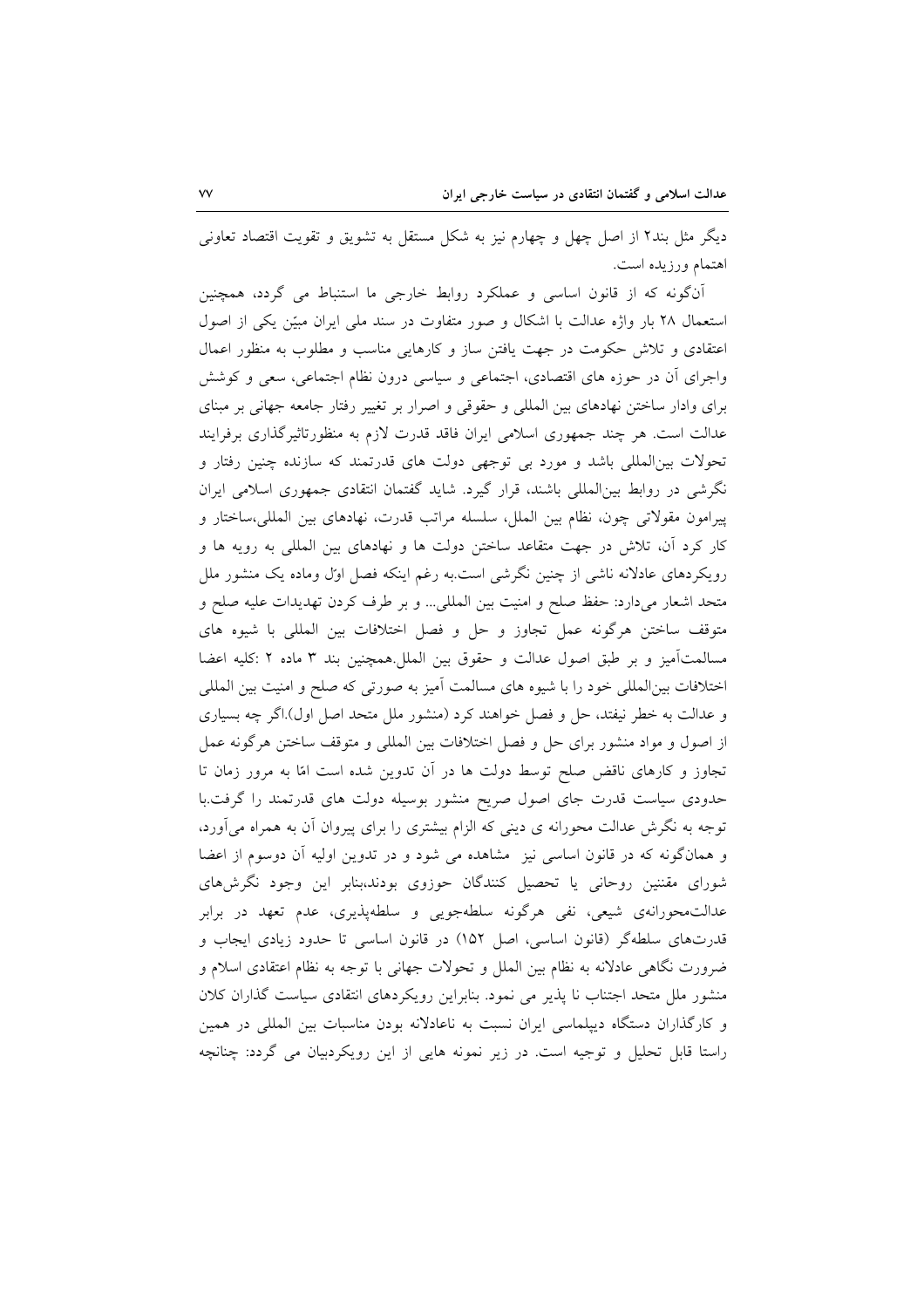دیگر مثل بند۲ از اصل چهل و چهارم نیز به شکل مستقل به تشویق و تقویت اقتصاد تعاونی اهتمام ورزیده است.

آن‌گونه که از قانون اساسی و عملکرد روابط خارجی ما استنباط می گردد، همچنین استعمال ۲۸ بار واژه عدالت با اشکال و صور متفاوت در سند ملی ایران مبیّن یکی از اصول اعتقادی و تلاش حکومت در جهت یافتن ساز و کارهایی مناسب و مطلوب به منظور اعمال واجرای آن در حوزه های اقتصادی، اجتماعی و سیاسی درون نظام اجتماعی، سعی و کوشش برای وادار ساختن نهادهای بین المللی و حقوقی و اصرار بر تغییر رفتار جامعه جهانی بر مبنای عدالت است. هر چند جمهوری اسلامی ایران فاقد قدرت لازم به منظورتاثیرگذاری برفرایند تحولات بین‌المللی باشد و مورد بی توجهی دولت های قدرتمند که سازنده چنین رفتار و نگرشی در روابط بین‌المللی باشند، قرار گیرد. شاید گفتمان انتقادی جمهوری اسلامی ایران پیرامون مقولاتی چون، نظام بین الملل، سلسله مراتب قدرت، نهادهای بین المللی،ساختار و کار کرد آن، تلاش در جهت متقاعد ساختن دولت ها و نهادهای بین المللی به رویه ها و رویکردهای عادلانه ناشی از چنین نگرشی است.به رغم اینکه فصل اوّل وماده یک منشور ملل متحد اشعار می‌دارد: حفظ صلح و امنیت بین المللی... و بر طرف کردن تهدیدات علیه صلح و متوقف ساختن هرگونه عمل تجاوز و حل و فصل اختلافات بین المللی با شیوه های مسالمت‌آمیز و بر طبق اصول عدالت و حقوق بین الملل.همچنین بند ۳ ماده ۲ :کلیه اعضا اختلافات بین‌المللی خود را با شیوه های مسالمت آمیز به صورتی که صلح و امنیت بین المللی و عدالت به خطر نیفتد، حل و فصل خواهند کرد (منشور ملل متحد اصل اول).اگر چه بسیاری از اصول و مواد منشور برای حل و فصل اختلافات بین المللی و متوقف ساختن هرگونه عمل تجاوز و کارهای ناقض صلح توسط دولت ها در آن تدوین شده است امّا به مرور زمان تا حدودی سیاست قدرت جای اصول صریح منشور بوسیله دولت های قدرتمند را گرفت.با توجه به نگرش عدالت محورانه ی دینی که الزام بیشتری را برای پیروان آن به همراه می‌آورد، و همان‌گونه که در قانون اساسی نیز مشاهده می شود و در تدوین اولیه آن دوسوم از اعضا شورای مقننین روحانی یا تحصیل کنندگان حوزوی بودند،بنابر این وجود نگرش‌های عدالت‌محورانه‌ی شیعی، نفی هرگونه سلطه‌جویی و سلطه‌پذیری، عدم تعهد در برابر قدرت‌های سلطه‌گر (قانون اساسی، اصل ۱۵۲) در قانون اساسی تا حدود زیادی ایجاب و ضرورت نگاهی عادلانه به نظام بین الملل و تحولات جهانی با توجه به نظام اعتقادی اسلام و منشور ملل متحد اجتناب نا پذیر می نمود. بنابراین رویکردهای انتقادی سیاست گذاران کلان و کارگذاران دستگاه دیپلماسی ایران نسبت به ناعادلانه بودن مناسبات بین المللی در همین راستا قابل تحلیل و توجیه است. در زیر نمونه هایی از این رویکردبیان می گردد: چنانچه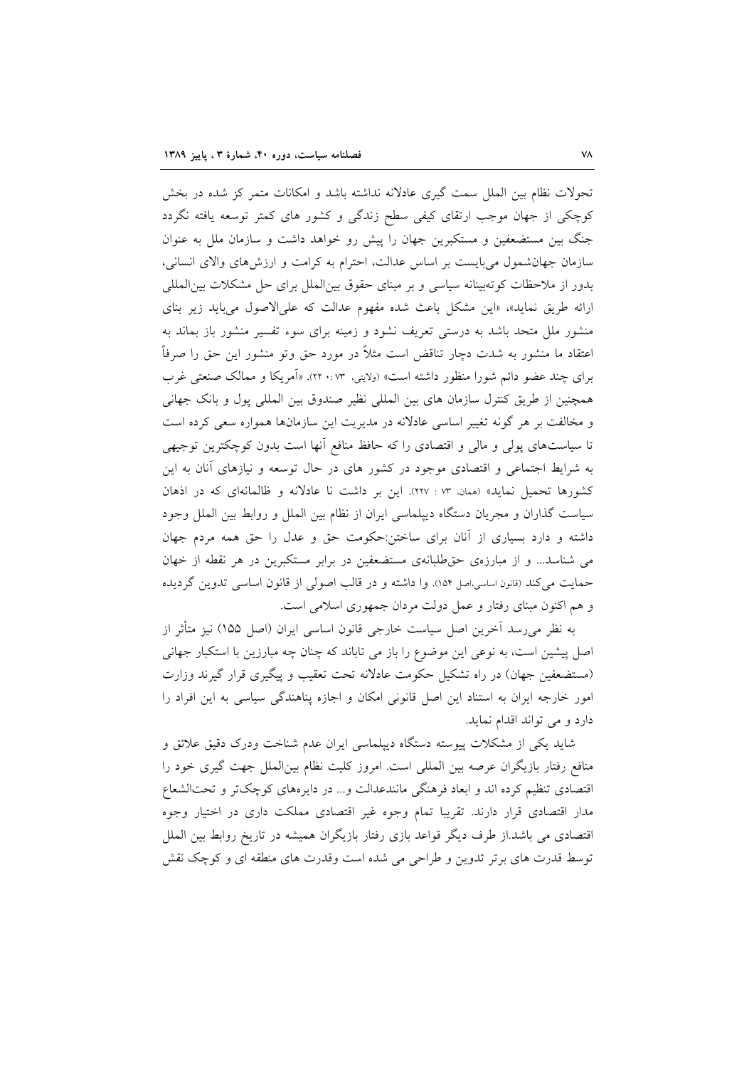تحولات نظام بین الملل سمت گیری عادلانه نداشته باشد و امکانات متمر کز شده در بخش کوچکی از جهان موجب ارتقای کیفی سطح زندگی و کشور های کمتر توسعه یافته نگردد جنگ بین مستضعفین و مستکبرین جهان را پیش رو خواهد داشت و سازمان ملل به عنوان سازمان جهان‌شمول می‌بایست بر اساس عدالت، احترام به کرامت و ارزش‌های والای انسانی، بدور از ملاحظات کوته‌بینانه سیاسی و بر مبنای حقوق بین‌الملل برای حل مشکلات بین‌المللی ارائه طریق نماید»، «این مشکل باعث شده مفهوم عدالت که علی‌الاصول می‌باید زیر بنای منشور ملل متحد باشد به درستی تعریف نشود و زمینه برای سوء تفسیر منشور باز بماند به اعتقاد ما منشور به شدت دچار تناقض است مثلاً در مورد حق وتو منشور این حق را صرفاً برای چند عضو دائم شورا منظور داشته است» (ولایتی، ۷۳: ۲۲). «آمریکا و ممالک صنعتی غرب همچنین از طریق کنترل سازمان های بین المللی نظیر صندوق بین المللی پول و بانک جهانی و مخالفت بر هر گونه تغییر اساسی عادلانه در مدیریت این سازمان‌ها همواره سعی کرده است تا سیاست‌های پولی و مالی و اقتصادی را که حافظ منافع آنها است بدون کوچکترین توجیهی به شرایط اجتماعی و اقتصادی موجود در کشور های در حال توسعه و نیازهای آنان به این کشورها تحمیل نماید» (همان، ۷۳ : ۲۲۷). این بر داشت نا عادلانه و ظالمانه‌ای که در اذهان سیاست گذاران و مجریان دستگاه دیپلماسی ایران از نظام بین الملل و روابط بین الملل وجود داشته و دارد بسیاری از آنان برای ساختن:حکومت حق و عدل را حق همه مردم جهان می شناسد... و از مبارزه‌ی حق‌طلبانه‌ی مستضعفین در برابر مستکبرین در هر نقطه از جهان حمایت می‌کند (قانون اساسی،اصل ۱۵۴). وا داشته و در قالب اصولی از قانون اساسی تدوین گردیده و هم اکنون مبنای رفتار و عمل دولت مردان جمهوری اسلامی است.

به نظر می‌رسد آخرین اصل سیاست خارجی قانون اساسی ایران (اصل ۱۵۵) نیز متأثر از اصل پیشین است، به نوعی این موضوع را باز می تاباند که چنان چه مبارزین با استکبار جهانی (مستضعفین جهان) در راه تشکیل حکومت عادلانه تحت تعقیب و پیگیری قرار گیرند وزارت امور خارجه ایران به استناد این اصل قانونی امکان و اجازه پناهندگی سیاسی به این افراد را دارد و می تواند اقدام نماید.

شاید یکی از مشکلات پیوسته دستگاه دیپلماسی ایران عدم شناخت ودرک دقیق علائق و منافع رفتار بازیگران عرصه بین المللی است. امروز کلیت نظام بین‌الملل جهت گیری خود را اقتصادی تنظیم کرده اند و ابعاد فرهنگی مانندعدالت و... در دایره‌های کوچک‌تر و تحت‌الشعاع مدار اقتصادی قرار دارند. تقریبا تمام وجوه غیر اقتصادی مملکت داری در اختیار وجوه اقتصادی می باشد.از طرف دیگر قواعد بازی رفتار بازیگران همیشه در تاریخ روابط بین الملل توسط قدرت های برتر تدوین و طراحی می شده است وقدرت های منطقه ای و کوچک نقش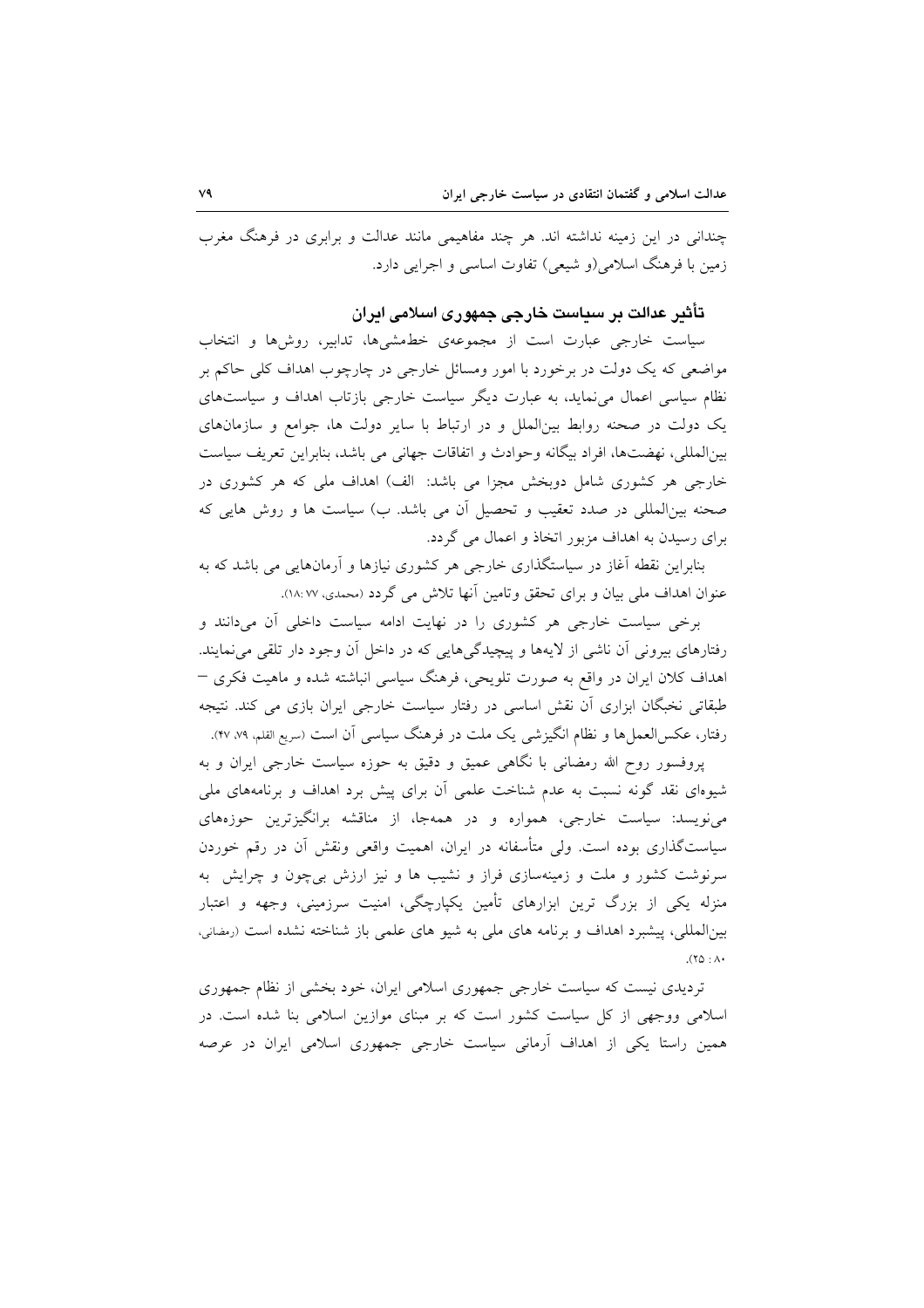چندانی در این زمینه نداشته اند. هر چند مفاهیمی مانند عدالت و برابری در فرهنگ مغرب زمین با فرهنگ اسلامی(و شیعی) تفاوت اساسی و اجرایی دارد.

## تأثیر عدالت بر سیاست خارجی جمهوری اسلامی ایران

سیاست خارجی عبارت است از مجموعه‌ی خطمشی‌ها، تدابیر، روش‌ها و انتخاب مواضعی که یک دولت در برخورد با امور ومسائل خارجی در چارچوب اهداف کلی حاکم بر نظام سیاسی اعمال می‌نماید، به عبارت دیگر سیاست خارجی بازتاب اهداف و سیاست‌های یک دولت در صحنه روابط بین‌الملل و در ارتباط با سایر دولت ها، جوامع و سازمان‌های بین‌المللی، نهضت‌ها، افراد بیگانه وحوادث و اتفاقات جهانی می باشد، بنابراین تعریف سیاست خارجی هر کشوری شامل دوبخش مجزا می باشد: الف) اهداف ملی که هر کشوری در صحنه بین‌المللی در صدد تعقیب و تحصیل آن می باشد. ب) سیاست ها و روش هایی که برای رسیدن به اهداف مزبور اتخاذ و اعمال می گردد.

بنابراین نقطه آغاز در سیاستگذاری خارجی هر کشوری نیازها و آرمان‌هایی می باشد که به عنوان اهداف ملی بیان و برای تحقق وتامین آنها تلاش می گردد (محمدی، ۷۷ :۱۸).

برخی سیاست خارجی هر کشوری را در نهایت ادامه سیاست داخلی آن می‌دانند و رفتارهای بیرونی آن ناشی از لایه‌ها و پیچیدگی‌هایی که در داخل آن وجود دار تلقی می‌نمایند. اهداف کلان ایران در واقع به صورت تلویحی، فرهنگ سیاسی انباشته شده و ماهیت فکری – طبقاتی نخبگان ابزاری آن نقش اساسی در رفتار سیاست خارجی ایران بازی می کند. نتیجه رفتار، عکس‌العمل‌ها و نظام انگیزشی یک ملت در فرهنگ سیاسی آن است (سریع القلم، ۷۹، ۴۷).

پروفسور روح الله رمضانی با نگاهی عمیق و دقیق به حوزه سیاست خارجی ایران و به شیوه‌ای نقد گونه نسبت به عدم شناخت علمی آن برای پیش برد اهداف و برنامه‌های ملی می‌نویسد: سیاست خارجی، همواره و در همه‌جا، از مناقشه برانگیزترین حوزه‌های سیاست‌گذاری بوده است. ولی متأسفانه در ایران، اهمیت واقعی ونقش آن در رقم خوردن سرنوشت کشور و ملت و زمینه‌سازی فراز و نشیب ها و نیز ارزش بی‌چون و چرایش به منزله یکی از بزرگ ترین ابزارهای تأمین یکپارچگی، امنیت سرزمینی، وجهه و اعتبار بین‌المللی، پیشبرد اهداف و برنامه های ملی به شیو های علمی باز شناخته نشده است (رمضانی، ۸۰ : ۲۵).

تردیدی نیست که سیاست خارجی جمهوری اسلامی ایران، خود بخشی از نظام جمهوری اسلامی ووجهی از کل سیاست کشور است که بر مبنای موازین اسلامی بنا شده است. در همین راستا یکی از اهداف آرمانی سیاست خارجی جمهوری اسلامی ایران در عرصه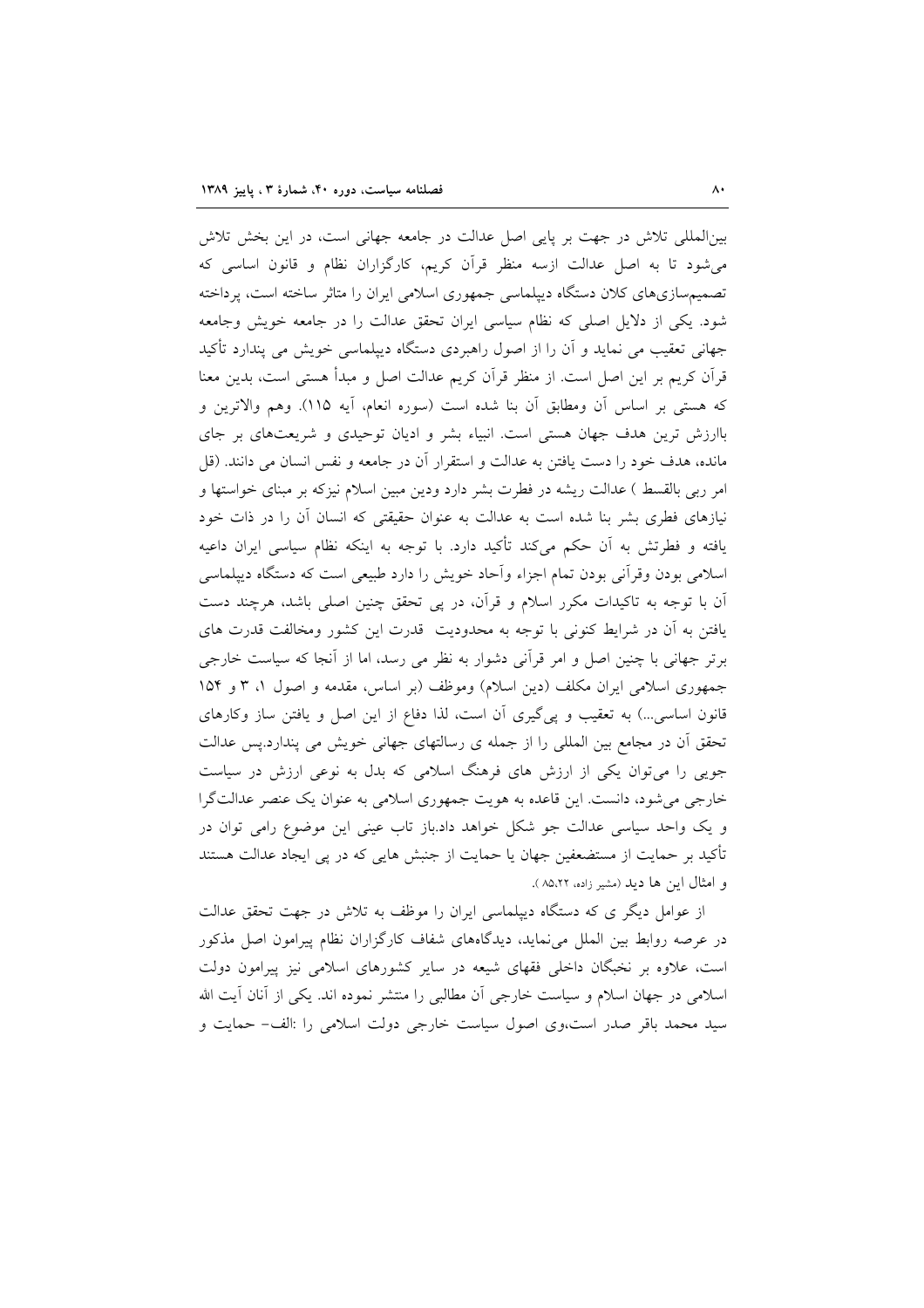بین‌المللی تلاش در جهت بر پایی اصل عدالت در جامعه جهانی است، در این بخش تلاش می‌شود تا به اصل عدالت ازسه منظر قرآن کریم، کارگزاران نظام و قانون اساسی که تصمیم‌سازی‌های کلان دستگاه دیپلماسی جمهوری اسلامی ایران را متاثر ساخته است، پرداخته شود. یکی از دلایل اصلی که نظام سیاسی ایران تحقق عدالت را در جامعه خویش وجامعه جهانی تعقیب می نماید و آن را از اصول راهبردی دستگاه دیپلماسی خویش می پندارد تأکید قرآن کریم بر این اصل است. از منظر قرآن کریم عدالت اصل و مبدأ هستی است، بدین معنا که هستی بر اساس آن ومطابق آن بنا شده است (سوره انعام، آیه ۱۱۵). وهم والاترین و باارزش ترین هدف جهان هستی است. انبیاء بشر و ادیان توحیدی و شریعت‌های بر جای مانده، هدف خود را دست یافتن به عدالت و استقرار آن در جامعه و نفس انسان می دانند. (قل امر ربی بالقسط ) عدالت ریشه در فطرت بشر دارد ودین مبین اسلام نیزکه بر مبنای خواستها و نیازهای فطری بشر بنا شده است به عدالت به عنوان حقیقتی که انسان آن را در ذات خود یافته و فطرتش به آن حکم می‌کند تأکید دارد. با توجه به اینکه نظام سیاسی ایران داعیه اسلامی بودن وقرآنی بودن تمام اجزاء وآحاد خویش را دارد طبیعی است که دستگاه دیپلماسی آن با توجه به تاکیدات مکرر اسلام و قرآن، در پی تحقق چنین اصلی باشد، هرچند دست یافتن به آن در شرایط کنونی با توجه به محدودیت قدرت این کشور ومخالفت قدرت های برتر جهانی با چنین اصل و امر قرآنی دشوار به نظر می رسد، اما از آنجا که سیاست خارجی جمهوری اسلامی ایران مکلف (دین اسلام) وموظف (بر اساس، مقدمه و اصول ۱، ۳ و ۱۵۴ قانون اساسی...) به تعقیب و پی‌گیری آن است، لذا دفاع از این اصل و یافتن ساز وکارهای تحقق آن در مجامع بین المللی را از جمله ی رسالتهای جهانی خویش می پندارد.پس عدالت جویی را می‌توان یکی از ارزش های فرهنگ اسلامی که بدل به نوعی ارزش در سیاست خارجی می‌شود، دانست. این قاعده به هویت جمهوری اسلامی به عنوان یک عنصر عدالت‌گرا و یک واحد سیاسی عدالت جو شکل خواهد داد.باز تاب عینی این موضوع رامی توان در تأکید بر حمایت از مستضعفین جهان یا حمایت از جنبش هایی که در پی ایجاد عدالت هستند و امثال این ها دید (مشیر زاده، ۸۵،۲۲ ).

از عوامل دیگر ی که دستگاه دیپلماسی ایران را موظف به تلاش در جهت تحقق عدالت در عرصه روابط بین الملل می‌نماید، دیدگاه‌های شفاف کارگزاران نظام پیرامون اصل مذکور است، علاوه بر نخبگان داخلی فقهای شیعه در سایر کشورهای اسلامی نیز پیرامون دولت اسلامی در جهان اسلام و سیاست خارجی آن مطالبی را منتشر نموده اند. یکی از آنان آیت الله سید محمد باقر صدر است،وی اصول سیاست خارجی دولت اسلامی را :الف– حمایت و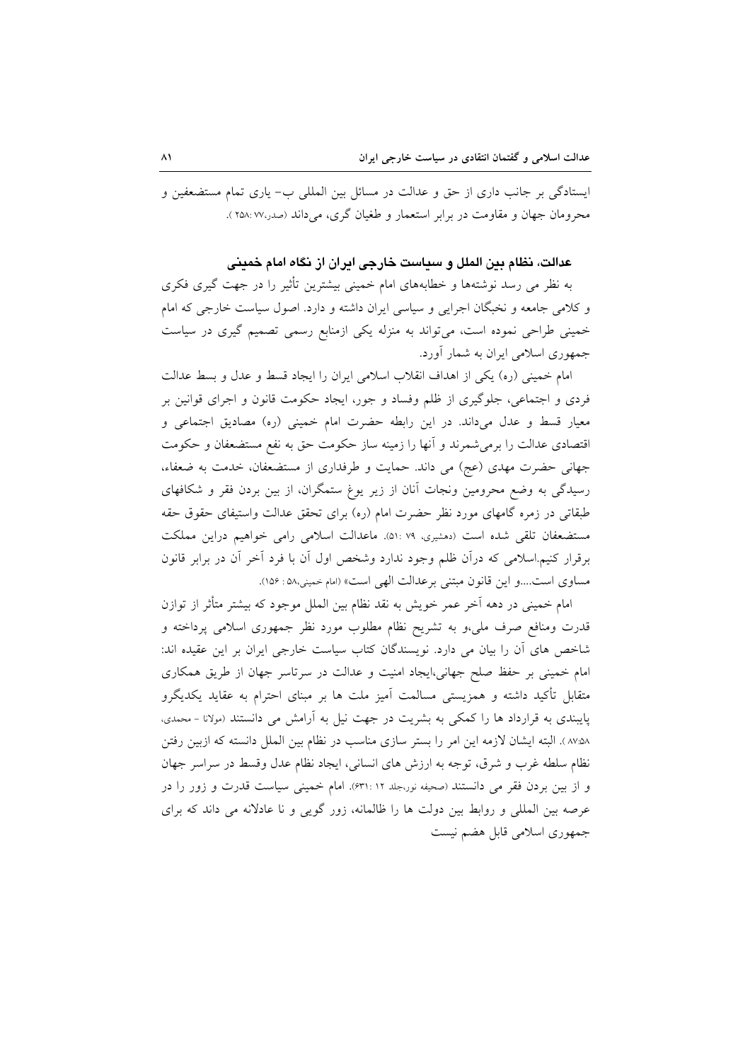ایستادگی بر جانب داری از حق و عدالت در مسائل بین المللی ب- یاری تمام مستضعفین و محرومان جهان و مقاومت در برابر استعمار و طغیان گری، می‌داند (صدر،۷۷ :۲۵۸ ).

### عدالت، نظام بین الملل و سیاست خارجی ایران از نگاه امام خمینی

به نظر می رسد نوشته‌ها و خطابه‌های امام خمینی بیشترین تأثیر را در جهت گیری فکری و کلامی جامعه و نخبگان اجرایی و سیاسی ایران داشته و دارد. اصول سیاست خارجی که امام خمینی طراحی نموده است، می‌تواند به منزله یکی ازمنابع رسمی تصمیم گیری در سیاست جمهوری اسلامی ایران به شمار آورد.

امام خمینی (ره) یکی از اهداف انقلاب اسلامی ایران را ایجاد قسط و عدل و بسط عدالت فردی و اجتماعی، جلوگیری از ظلم وفساد و جور، ایجاد حکومت قانون و اجرای قوانین بر معیار قسط و عدل می‌داند. در این رابطه حضرت امام خمینی (ره) مصادیق اجتماعی و اقتصادی عدالت را برمی‌شمرند و آنها را زمینه ساز حکومت حق به نفع مستضعفان و حکومت جهانی حضرت مهدی (عج) می داند. حمایت و طرفداری از مستضعفان، خدمت به ضعفاء، رسیدگی به وضع محرومین ونجات آنان از زیر یوغ ستمگران، از بین بردن فقر و شکافهای طبقاتی در زمره گامهای مورد نظر حضرت امام (ره) برای تحقق عدالت واستیفای حقوق حقه مستضعفان تلقی شده است (دهشیری، ۷۹ :۵۱). ماعدالت اسلامی رامی خواهیم دراین مملکت برقرار کنیم.اسلامی که درآن ظلم وجود ندارد وشخص اول آن با فرد آخر آن در برابر قانون مساوی است....و این قانون مبتنی برعدالت الهی است» (امام خمینی،۵۸ : ۱۵۶).

امام خمینی در دهه آخر عمر خویش به نقد نظام بین الملل موجود که بیشتر متأثر از توازن قدرت ومنافع صرف ملی،و به تشریح نظام مطلوب مورد نظر جمهوری اسلامی پرداخته و شاخص های آن را بیان می دارد. نویسندگان کتاب سیاست خارجی ایران بر این عقیده اند: امام خمینی بر حفظ صلح جهانی،ایجاد امنیت و عدالت در سرتاسر جهان از طریق همکاری متقابل تأکید داشته و همزیستی مسالمت آمیز ملت ها بر مبنای احترام به عقاید یکدیگرو پایبندی به قرارداد ها را کمکی به بشریت در جهت نیل به آرامش می دانستند (مولانا - محمدی، ۸۷:۵۸ ). البته ایشان لازمه این امر را بستر سازی مناسب در نظام بین الملل دانسته که ازبین رفتن نظام سلطه غرب و شرق، توجه به ارزش های انسانی، ایجاد نظام عدل وقسط در سراسر جهان و از بین بردن فقر می دانستند (صحیفه نور،جلد ۱۲ :۶۳۱). امام خمینی سیاست قدرت و زور را در عرصه بین المللی و روابط بین دولت ها را ظالمانه، زور گویی و نا عادلانه می داند که برای جمهوری اسلامی قابل هضم نیست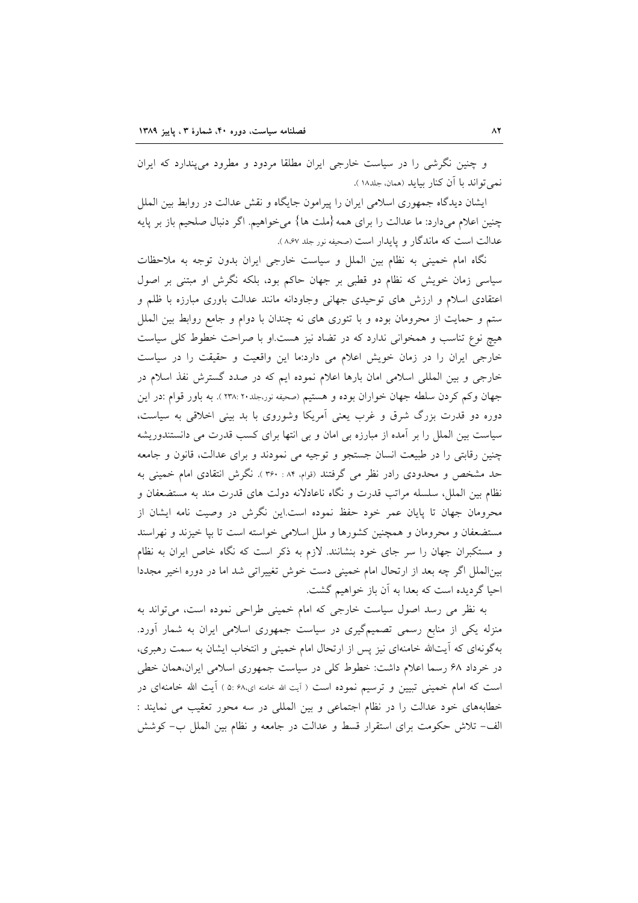و چنین نگرشی را در سیاست خارجی ایران مطلقا مردود و مطرود می‌پندارد که ایران نمی‌تواند با آن کنار بیاید (همان، جلد۱۸ ).

ایشان دیدگاه جمهوری اسلامی ایران را پیرامون جایگاه و نقش عدالت در روابط بین الملل چنین اعلام می‌دارد: ما عدالت را برای همه {ملت ها} می‌خواهیم. اگر دنبال صلحیم باز بر پایه عدالت است که ماندگار و پایدار است (صحیفه نور جلد ۸،۶۷ ).

نگاه امام خمینی به نظام بین الملل و سیاست خارجی ایران بدون توجه به ملاحظات سیاسی زمان خویش که نظام دو قطبی بر جهان حاکم بود، بلکه نگرش او مبتنی بر اصول اعتقادی اسلام و ارزش های توحیدی جهانی وجاودانه مانند عدالت باوری مبارزه با ظلم و ستم و حمایت از محرومان بوده و با تئوری های نه چندان با دوام و جامع روابط بین الملل هیچ نوع تناسب و همخوانی ندارد که در تضاد نیز هست.او با صراحت خطوط کلی سیاست خارجی ایران را در زمان خویش اعلام می دارد:ما این واقعیت و حقیقت را در سیاست خارجی و بین المللی اسلامی امان بارها اعلام نموده ایم که در صدد گسترش نفذ اسلام در جهان وکم کردن سلطه جهان خواران بوده و هستیم (صحیفه نور،جلد۲۰ :۲۳۸ ). به باور قوام :در این دوره دو قدرت بزرگ شرق و غرب یعنی آمریکا وشوروی با بد بینی اخلاقی به سیاست، سیاست بین الملل را بر آمده از مبارزه بی امان و بی انتها برای کسب قدرت می دانستندوریشه چنین رقابتی را در طبیعت انسان جستجو و توجیه می نمودند و برای عدالت، قانون و جامعه حد مشخص و محدودی رادر نظر می گرفتند (قوام، ۸۴ : ۳۶۰ ). نگرش انتقادی امام خمینی به نظام بین الملل، سلسله مراتب قدرت و نگاه ناعادلانه دولت های قدرت مند به مستضعفان و محرومان جهان تا پایان عمر خود حفظ نموده است.این نگرش در وصیت نامه ایشان از مستضعفان و محرومان و همچنین کشورها و ملل اسلامی خواسته است تا بپا خیزند و نهراسند و مستکبران جهان را سر جای خود بنشانند. لازم به ذکر است که نگاه خاص ایران به نظام بین‌الملل اگر چه بعد از ارتحال امام خمینی دست خوش تغییراتی شد اما در دوره اخیر مجددا احیا گردیده است که بعدا به آن باز خواهیم گشت.

به نظر می رسد اصول سیاست خارجی که امام خمینی طراحی نموده است، می‌تواند به منزله یکی از منابع رسمی تصمیم‌گیری در سیاست جمهوری اسلامی ایران به شمار آورد. به‌گونه‌ای که آیت‌الله خامنه‌ای نیز پس از ارتحال امام خمینی و انتخاب ایشان به سمت رهبری، در خرداد ۶۸ رسما اعلام داشت: خطوط کلی در سیاست جمهوری اسلامی ایران،همان خطی است که امام خمینی تبیین و ترسیم نموده است ( آیت الله خامنه ای،۶۸ :۵ ) آیت الله خامنه‌ای در خطابه‌های خود عدالت را در نظام اجتماعی و بین المللی در سه محور تعقیب می نمایند : الف– تلاش حکومت برای استقرار قسط و عدالت در جامعه و نظام بین الملل ب– کوشش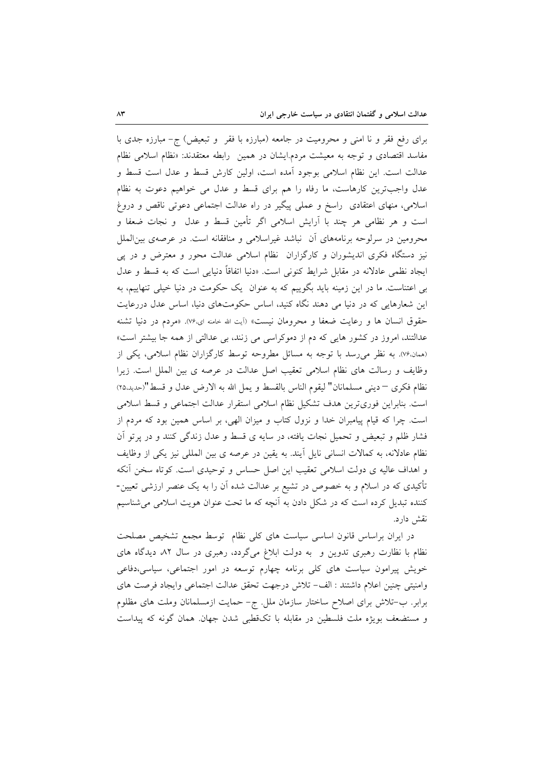برای رفع فقر و نا امنی و محرومیت در جامعه (مبارزه با فقر و تبعیض) ج- مبارزه جدی با مفاسد اقتصادی و توجه به معیشت مردم.ایشان در همین رابطه معتقدند: «نظام اسلامی نظام عدالت است. این نظام اسلامی بوجود آمده است، اولین کارش قسط و عدل است قسط و عدل واجب‌ترین کارهاست، ما رفاه را هم برای قسط و عدل می خواهیم دعوت به نظام اسلامی، منهای اعتقادی راسخ و عملی پیگیر در راه عدالت اجتماعی دعوتی ناقص و دروغ است و هر نظامی هر چند با آرایش اسلامی اگر تأمین قسط و عدل و نجات ضعفا و محرومین در سرلوحه برنامه‌های آن نباشد غیراسلامی و منافقانه است. در عرصه‌ی بین‌الملل نیز دستگاه فکری اندیشوران و کارگزاران نظام اسلامی عدالت محور و معترض و در پی ایجاد نظمی عادلانه در مقابل شرایط کنونی است. «دنیا اتفاقاً دنیایی است که به قسط و عدل بی اعتناست. ما در این زمینه باید بگوییم که به عنوان یک حکومت در دنیا خیلی تنهاییم، به این شعارهایی که در دنیا می دهند نگاه کنید، اساس حکومت‌های دنیا، اساس عدل دررعایت حقوق انسان ها و رعایت ضعفا و محرومان نیست» (آیت الله خامنه ای،۷۶). «مردم در دنیا تشنه عدالتند، امروز در کشور هایی که دم از دموکراسی می زنند، بی عدالتی از همه جا بیشتر است» (همان،۷۶). به نظر می‌رسد با توجه به مسائل مطروحه توسط کارگزاران نظام اسلامی، یکی از وظایف و رسالت های نظام اسلامی تعقیب اصل عدالت در عرصه ی بین الملل است. زیرا نظام فکری – دینی مسلمانان" لیقوم الناس بالقسط و یملء الله به الارض عدل و قسط"(حدید،۲۵) است. بنابراین فوری‌ترین هدف تشکیل نظام اسلامی استقرار عدالت اجتماعی و قسط اسلامی است. چرا که قیام پیامبران خدا و نزول کتاب و میزان الهی، بر اساس همین بود که مردم از فشار ظلم و تبعیض و تحمیل نجات یافته، در سایه ی قسط و عدل زندگی کنند و در پرتو آن نظام عادلانه، به کمالات انسانی نایل آیند. به یقین در عرصه ی بین المللی نیز یکی از وظایف و اهداف عالیه ی دولت اسلامی تعقیب این اصل حساس و توحیدی است. کوتاه سخن آنکه تأکیدی که در اسلام و به خصوص در تشیع بر عدالت شده آن را به یک عنصر ارزشی تعیین-کننده تبدیل کرده است که در شکل دادن به آنچه که ما تحت عنوان هویت اسلامی می‌شناسیم نقش دارد.

در ایران براساس قانون اساسی سیاست های کلی نظام توسط مجمع تشخیص مصلحت نظام با نظارت رهبری تدوین و به دولت ابلاغ می‌گردد، رهبری در سال ۸۲، دیدگاه های خویش پیرامون سیاست های کلی برنامه چهارم توسعه در امور اجتماعی، سیاسی،دفاعی وامنیتی چنین اعلام داشتند : الف- تلاش درجهت تحقق عدالت اجتماعی وایجاد فرصت های برابر. ب-تلاش برای اصلاح ساختار سازمان ملل. ج- حمایت ازمسلمانان وملت های مظلوم و مستضعف بویژه ملت فلسطین در مقابله با تک‌قطبی شدن جهان. همان گونه که پیداست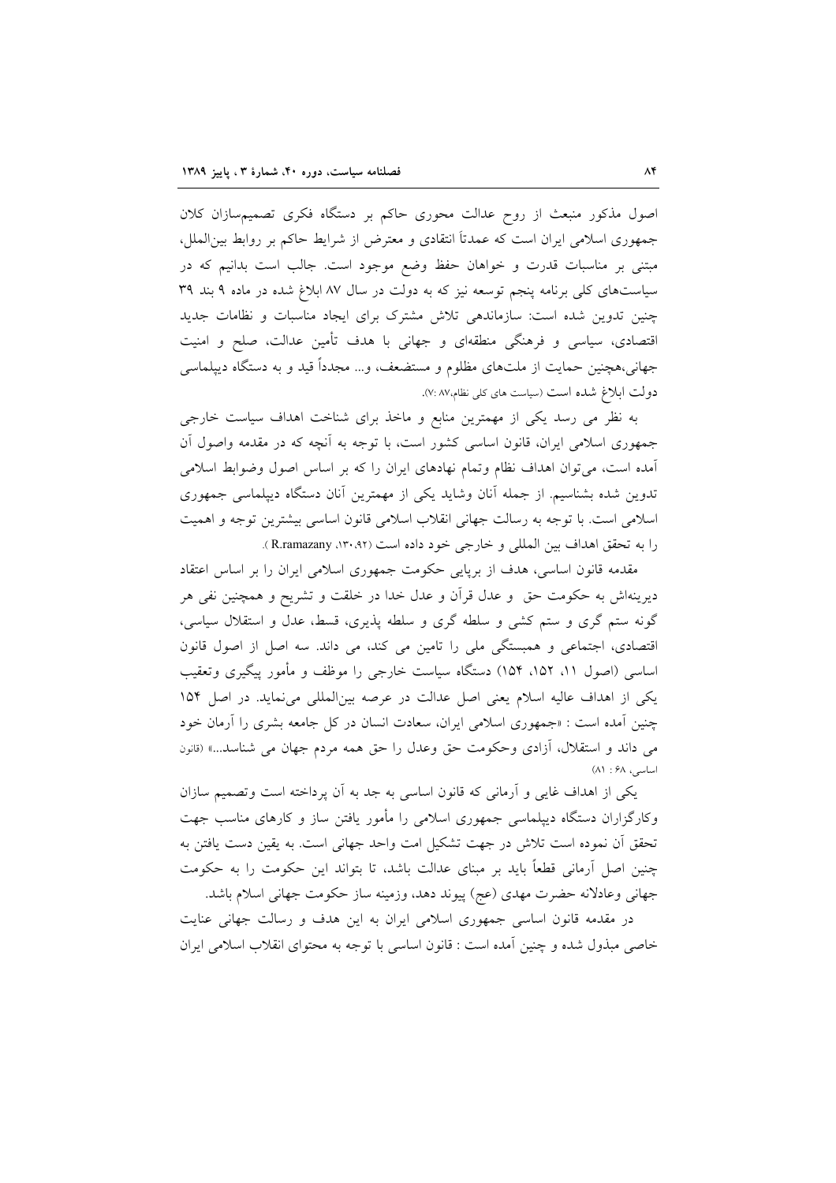اصول مذکور منبعث از روح عدالت محوری حاکم بر دستگاه فکری تصمیم‌سازان کلان جمهوری اسلامی ایران است که عمدتاً انتقادی و معترض از شرایط حاکم بر روابط بین‌الملل، مبتنی بر مناسبات قدرت و خواهان حفظ وضع موجود است. جالب است بدانیم که در سیاست‌های کلی برنامه پنجم توسعه نیز که به دولت در سال ۸۷ ابلاغ شده در ماده ۹ بند ۳۹ چنین تدوین شده است: سازماندهی تلاش مشترک برای ایجاد مناسبات و نظامات جدید اقتصادی، سیاسی و فرهنگی منطقه‌ای و جهانی با هدف تأمین عدالت، صلح و امنیت جهانی،همچنین حمایت از ملت‌های مظلوم و مستضعف، و... مجدداً قید و به دستگاه دیپلماسی دولت ابلاغ شده است (سیاست های کلی نظام،۸۷ :۷).

به نظر می رسد یکی از مهمترین منابع و ماخذ برای شناخت اهداف سیاست خارجی جمهوری اسلامی ایران، قانون اساسی کشور است، با توجه به آنچه که در مقدمه واصول آن آمده است، می‌توان اهداف نظام وتمام نهادهای ایران را که بر اساس اصول وضوابط اسلامی تدوین شده بشناسیم. از جمله آنان وشاید یکی از مهمترین آنان دستگاه دیپلماسی جمهوری اسلامی است. با توجه به رسالت جهانی انقلاب اسلامی قانون اساسی بیشترین توجه و اهمیت را به تحقق اهداف بین المللی و خارجی خود داده است (R.ramazany ،۱۳۰،۹۲ ).

مقدمه قانون اساسی، هدف از برپایی حکومت جمهوری اسلامی ایران را بر اساس اعتقاد دیرینه‌اش به حکومت حق و عدل قرآن و عدل خدا در خلقت و تشریح و همچنین نفی هر گونه ستم گری و ستم کشی و سلطه گری و سلطه پذیری، قسط، عدل و استقلال سیاسی، اقتصادی، اجتماعی و همبستگی ملی را تامین می کند، می داند. سه اصل از اصول قانون اساسی (اصول ۱۱، ۱۵۲، ۱۵۴) دستگاه سیاست خارجی را موظف و مأمور پیگیری وتعقیب یکی از اهداف عالیه اسلام یعنی اصل عدالت در عرصه بین‌المللی می‌نماید. در اصل ۱۵۴ چنین آمده است : «جمهوری اسلامی ایران، سعادت انسان در کل جامعه بشری را آرمان خود می داند و استقلال، آزادی وحکومت حق وعدل را حق همه مردم جهان می شناسد...» (قانون اساسی، ۶۸ : ۸۱)

یکی از اهداف غایی و آرمانی که قانون اساسی به جد به آن پرداخته است وتصمیم سازان وکارگزاران دستگاه دیپلماسی جمهوری اسلامی را مأمور یافتن ساز و کارهای مناسب جهت تحقق آن نموده است تلاش در جهت تشکیل امت واحد جهانی است. به یقین دست یافتن به چنین اصل آرمانی قطعاً باید بر مبنای عدالت باشد، تا بتواند این حکومت را به حکومت جهانی وعادلانه حضرت مهدی (عج) پیوند دهد، وزمینه ساز حکومت جهانی اسلام باشد.

در مقدمه قانون اساسی جمهوری اسلامی ایران به این هدف و رسالت جهانی عنایت خاصی مبذول شده و چنین آمده است : قانون اساسی با توجه به محتوای انقلاب اسلامی ایران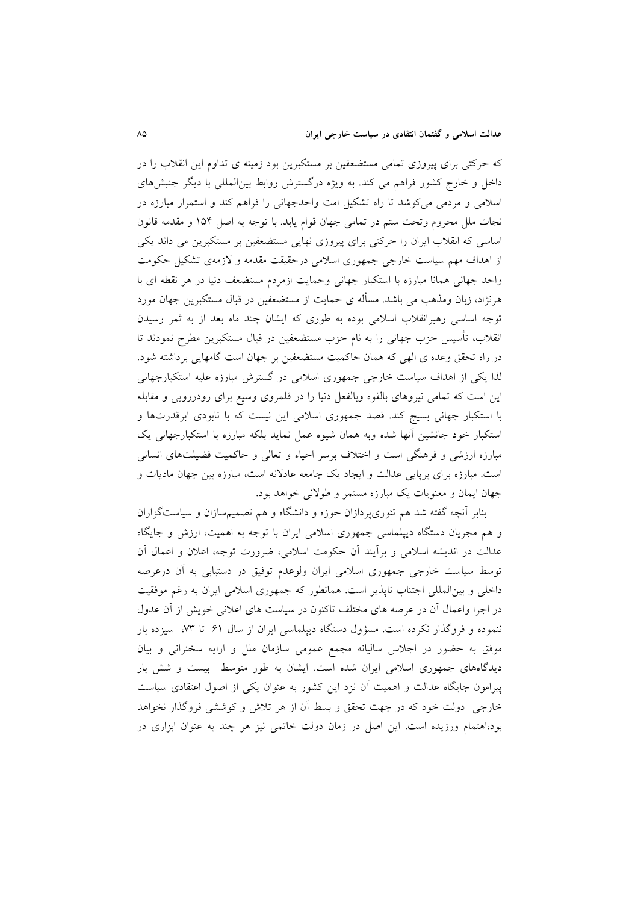که حرکتی برای پیروزی تمامی مستضعفین بر مستکبرین بود زمینه ی تداوم این انقلاب را در داخل و خارج کشور فراهم می کند. به ویژه درگسترش روابط بین‌المللی با دیگر جنبش‌های اسلامی و مردمی می‌کوشد تا راه تشکیل امت واحدجهانی را فراهم کند و استمرار مبارزه در نجات ملل محروم وتحت ستم در تمامی جهان قوام یابد. با توجه به اصل ۱۵۴ و مقدمه قانون اساسی که انقلاب ایران را حرکتی برای پیروزی نهایی مستضعفین بر مستکبرین می داند یکی از اهداف مهم سیاست خارجی جمهوری اسلامی درحقیقت مقدمه و لازمه‌ی تشکیل حکومت واحد جهانی همانا مبارزه با استکبار جهانی وحمایت ازمردم مستضعف دنیا در هر نقطه ای با هرنژاد، زبان ومذهب می باشد. مسأله ی حمایت از مستضعفین در قبال مستکبرین جهان مورد توجه اساسی رهبرانقلاب اسلامی بوده به طوری که ایشان چند ماه بعد از به ثمر رسیدن انقلاب، تأسیس حزب جهانی را به نام حزب مستضعفین در قبال مستکبرین مطرح نمودند تا در راه تحقق وعده ی الهی که همان حاکمیت مستضعفین بر جهان است گامهایی برداشته شود. لذا یکی از اهداف سیاست خارجی جمهوری اسلامی در گسترش مبارزه علیه استکبارجهانی این است که تمامی نیروهای بالقوه وبالفعل دنیا را در قلمروی وسیع برای رودررویی و مقابله با استکبار جهانی بسیج کند. قصد جمهوری اسلامی این نیست که با نابودی ابرقدرت‌ها و استکبار خود جانشین آنها شده وبه همان شیوه عمل نماید بلکه مبارزه با استکبارجهانی یک مبارزه ارزشی و فرهنگی است و اختلاف برسر احیاء و تعالی و حاکمیت فضیلت‌های انسانی است. مبارزه برای برپایی عدالت و ایجاد یک جامعه عادلانه است، مبارزه بین جهان مادیات و جهان ایمان و معنویات یک مبارزه مستمر و طولانی خواهد بود.

بنابر آنچه گفته شد هم تئوری‌پردازان حوزه و دانشگاه و هم تصمیم‌سازان و سیاست‌گزاران و هم مجریان دستگاه دیپلماسی جمهوری اسلامی ایران با توجه به اهمیت، ارزش و جایگاه عدالت در اندیشه اسلامی و برآیند آن حکومت اسلامی، ضرورت توجه، اعلان و اعمال آن توسط سیاست خارجی جمهوری اسلامی ایران ولوعدم توفیق در دستیابی به آن درعرصه داخلی و بین‌المللی اجتناب ناپذیر است. همانطور که جمهوری اسلامی ایران به رغم موفقیت در اجرا واعمال آن در عرصه های مختلف تاکنون در سیاست های اعلانی خویش از آن عدول ننموده و فروگذار نکرده است. مسؤول دستگاه دیپلماسی ایران از سال ۶۱ تا ۷۳، سیزده بار موفق به حضور در اجلاس سالیانه مجمع عمومی سازمان ملل و ارایه سخنرانی و بیان دیدگاه‌های جمهوری اسلامی ایران شده است. ایشان به طور متوسط بیست و شش بار پیرامون جایگاه عدالت و اهمیت آن نزد این کشور به عنوان یکی از اصول اعتقادی سیاست خارجی دولت خود که در جهت تحقق و بسط آن از هر تلاش و کوششی فروگذار نخواهد بود،اهتمام ورزیده است. این اصل در زمان دولت خاتمی نیز هر چند به عنوان ابزاری در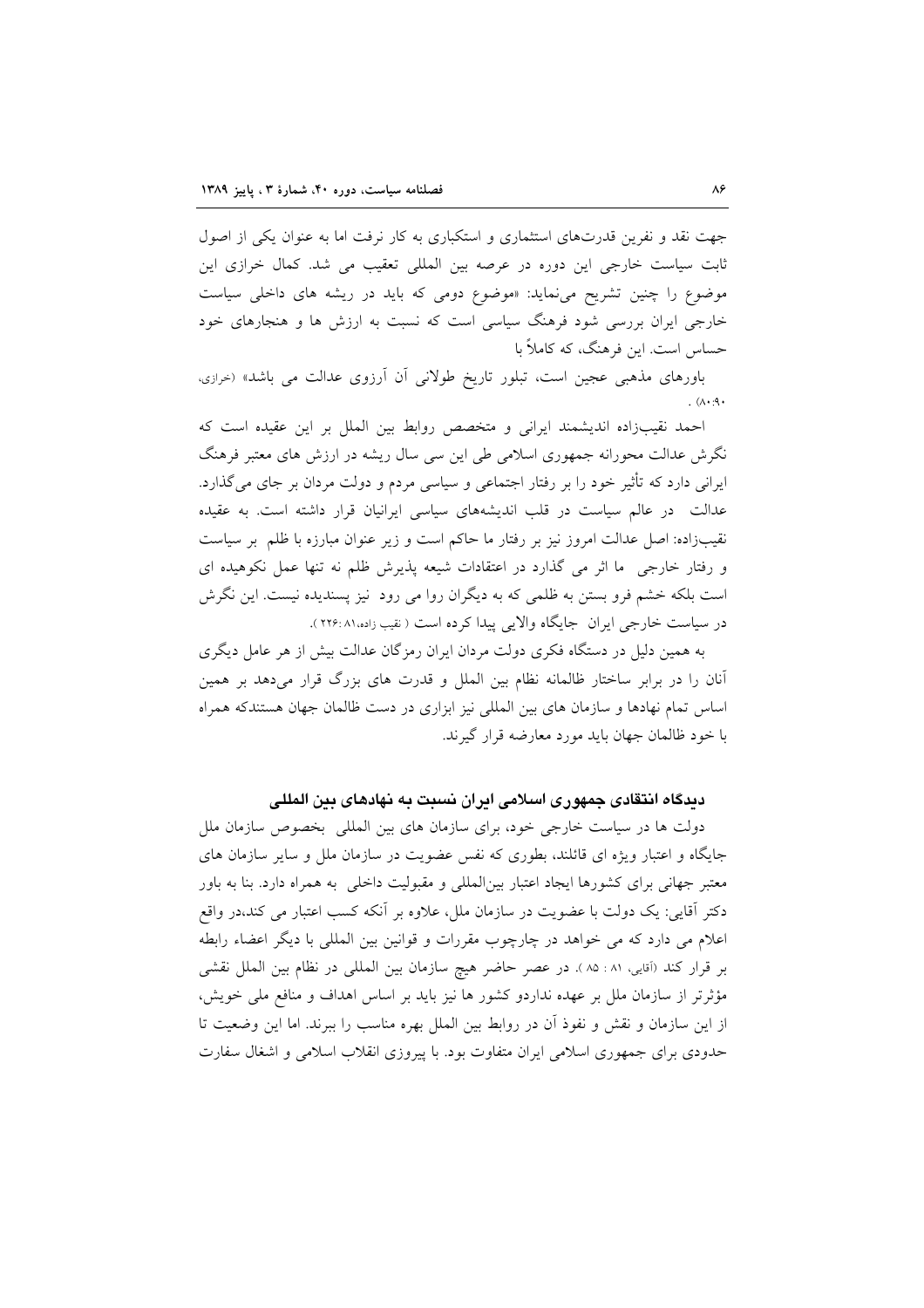جهت نقد و نفرین قدرت‌های استثماری و استکباری به کار نرفت اما به عنوان یکی از اصول ثابت سیاست خارجی این دوره در عرصه بین المللی تعقیب می شد. کمال خرازی این موضوع را چنین تشریح می‌نماید: «موضوع دومی که باید در ریشه های داخلی سیاست خارجی ایران بررسی شود فرهنگ سیاسی است که نسبت به ارزش ها و هنجارهای خود حساس است. این فرهنگ، که کاملاً با

باورهای مذهبی عجین است، تبلور تاریخ طولانی آن آرزوی عدالت می باشد» (خرازی، ۸۰:۹۰).

احمد نقیب‌زاده اندیشمند ایرانی و متخصص روابط بین الملل بر این عقیده است که نگرش عدالت محورانه جمهوری اسلامی طی این سی سال ریشه در ارزش های معتبر فرهنگ ایرانی دارد که تأثیر خود را بر رفتار اجتماعی و سیاسی مردم و دولت مردان بر جای می‌گذارد. عدالت در عالم سیاست در قلب اندیشه‌های سیاسی ایرانیان قرار داشته است. به عقیده نقیب‌زاده: اصل عدالت امروز نیز بر رفتار ما حاکم است و زیر عنوان مبارزه با ظلم بر سیاست و رفتار خارجی ما اثر می گذارد در اعتقادات شیعه پذیرش ظلم نه تنها عمل نکوهیده ای است بلکه خشم فرو بستن به ظلمی که به دیگران روا می رود نیز پسندیده نیست. این نگرش در سیاست خارجی ایران جایگاه والایی پیدا کرده است ( نقیب زاده،۸۱ :۲۲۶ ).

به همین دلیل در دستگاه فکری دولت مردان ایران رمزگان عدالت بیش از هر عامل دیگری آنان را در برابر ساختار ظالمانه نظام بین الملل و قدرت های بزرگ قرار می‌دهد بر همین اساس تمام نهادها و سازمان های بین المللی نیز ابزاری در دست ظالمان جهان هستندکه همراه با خود ظالمان جهان باید مورد معارضه قرار گیرند.

## دیدگاه انتقادی جمهوری اسلامی ایران نسبت به نهادهای بین المللی

دولت ها در سیاست خارجی خود، برای سازمان های بین المللی بخصوص سازمان ملل جایگاه و اعتبار ویژه ای قائلند، بطوری که نفس عضویت در سازمان ملل و سایر سازمان های معتبر جهانی برای کشورها ایجاد اعتبار بین‌المللی و مقبولیت داخلی به همراه دارد. بنا به باور دکتر آقایی: یک دولت با عضویت در سازمان ملل، علاوه بر آنکه کسب اعتبار می کند،در واقع اعلام می دارد که می خواهد در چارچوب مقررات و قوانین بین المللی با دیگر اعضاء رابطه بر قرار کند (آقایی، ۸۱ : ۸۵ ). در عصر حاضر هیچ سازمان بین المللی در نظام بین الملل نقشی مؤثرتر از سازمان ملل بر عهده نداردو کشور ها نیز باید بر اساس اهداف و منافع ملی خویش، از این سازمان و نقش و نفوذ آن در روابط بین الملل بهره مناسب را ببرند. اما این وضعیت تا حدودی برای جمهوری اسلامی ایران متفاوت بود. با پیروزی انقلاب اسلامی و اشغال سفارت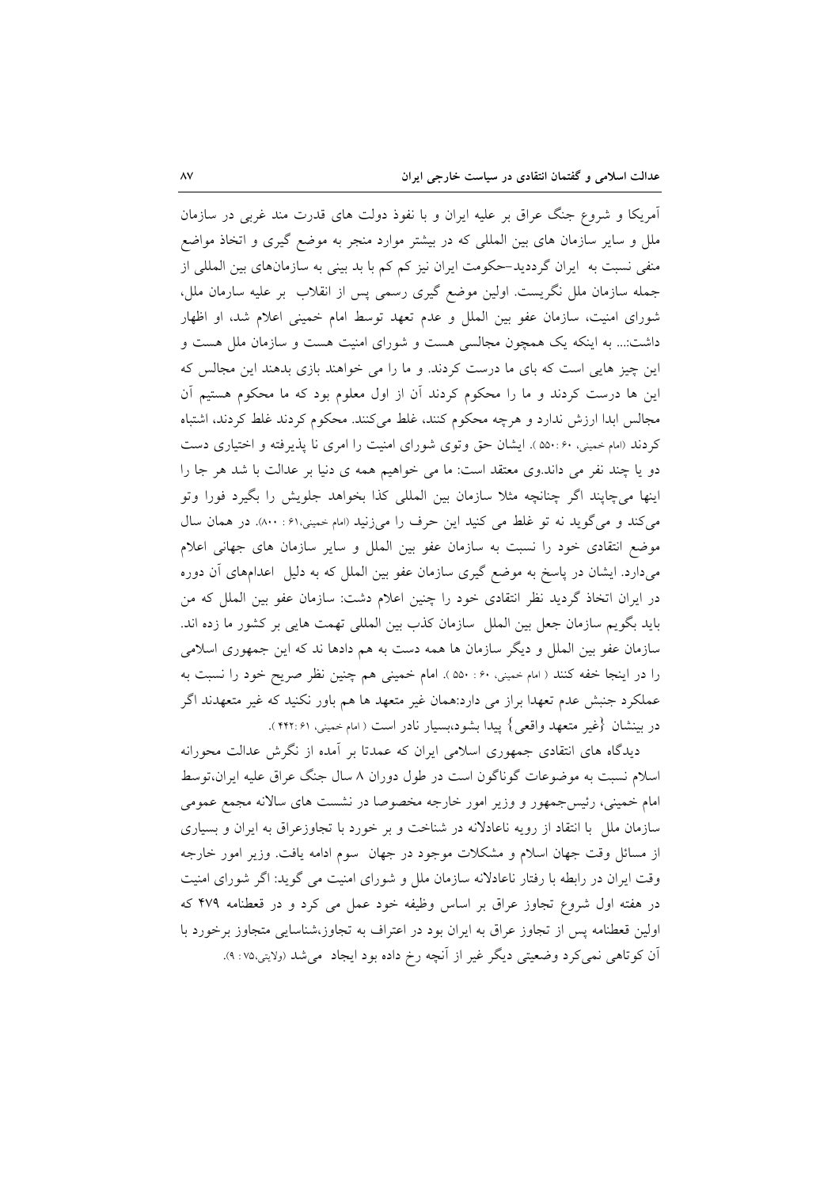آمریکا و شروع جنگ عراق بر علیه ایران و با نفوذ دولت های قدرت مند غربی در سازمان ملل و سایر سازمان های بین المللی که در بیشتر موارد منجر به موضع گیری و اتخاذ مواضع منفی نسبت به ایران گردید–حکومت ایران نیز کم کم با بد بینی به سازمان‌های بین المللی از جمله سازمان ملل نگریست. اولین موضع گیری رسمی پس از انقلاب بر علیه سارمان ملل، شورای امنیت، سازمان عفو بین الملل و عدم تعهد توسط امام خمینی اعلام شد، او اظهار داشت:... به اینکه یک همچون مجالسی هست و شورای امنیت هست و سازمان ملل هست و این چیز هایی است که بای ما درست کردند. و ما را می خواهند بازی بدهند این مجالس که این ها درست کردند و ما را محکوم کردند آن از اول معلوم بود که ما محکوم هستیم آن مجالس ابدا ارزش ندارد و هرچه محکوم کنند، غلط می‌کنند. محکوم کردند غلط کردند، اشتباه کردند (امام خمینی، ۶۰ :۵۵۰ ). ایشان حق وتوی شورای امنیت را امری نا پذیرفته و اختیاری دست دو یا چند نفر می داند.وی معتقد است: ما می خواهیم همه ی دنیا بر عدالت با شد هر جا را اینها می‌چاپند اگر چنانچه مثلا سازمان بین المللی کذا بخواهد جلویش را بگیرد فورا وتو می‌کند و می‌گوید نه تو غلط می کنید این حرف را می‌زنید (امام خمینی،۶۱ : ۸۰۰). در همان سال موضع انتقادی خود را نسبت به سازمان عفو بین الملل و سایر سازمان های جهانی اعلام می‌دارد. ایشان در پاسخ به موضع گیری سازمان عفو بین الملل که به دلیل اعدامهای آن دوره در ایران اتخاذ گردید نظر انتقادی خود را چنین اعلام دشت: سازمان عفو بین الملل که من باید بگویم سازمان جعل بین الملل سازمان کذب بین المللی تهمت هایی بر کشور ما زده اند. سازمان عفو بین الملل و دیگر سازمان ها همه دست به هم دادها ند که این جمهوری اسلامی را در اینجا خفه کنند ( امام خمینی، ۶۰ : ۵۵۰ ). امام خمینی هم چنین نظر صریح خود را نسبت به عملکرد جنبش عدم تعهدا براز می دارد:همان غیر متعهد ها هم باور نکنید که غیر متعهدند اگر در بینشان {غیر متعهد واقعی} پیدا بشود،بسیار نادر است ( امام خمینی، ۶۱ :۴۴۲ ).

دیدگاه های انتقادی جمهوری اسلامی ایران که عمدتا بر آمده از نگرش عدالت محورانه اسلام نسبت به موضوعات گوناگون است در طول دوران ۸ سال جنگ عراق علیه ایران،توسط امام خمینی، رئیس‌جمهور و وزیر امور خارجه مخصوصا در نشست های سالانه مجمع عمومی سازمان ملل با انتقاد از رویه ناعادلانه در شناخت و بر خورد با تجاوزعراق به ایران و بسیاری از مسائل وقت جهان اسلام و مشکلات موجود در جهان سوم ادامه یافت. وزیر امور خارجه وقت ایران در رابطه با رفتار ناعادلانه سازمان ملل و شورای امنیت می گوید: اگر شورای امنیت در هفته اول شروع تجاوز عراق بر اساس وظیفه خود عمل می کرد و در قعطنامه ۴۷۹ که اولین قعطنامه پس از تجاوز عراق به ایران بود در اعتراف به تجاوز،شناسایی متجاوز برخورد با آن کوتاهی نمی‌کرد وضعیتی دیگر غیر از آنچه رخ داده بود ایجاد می‌شد (ولایتی،۷۵ : ۹).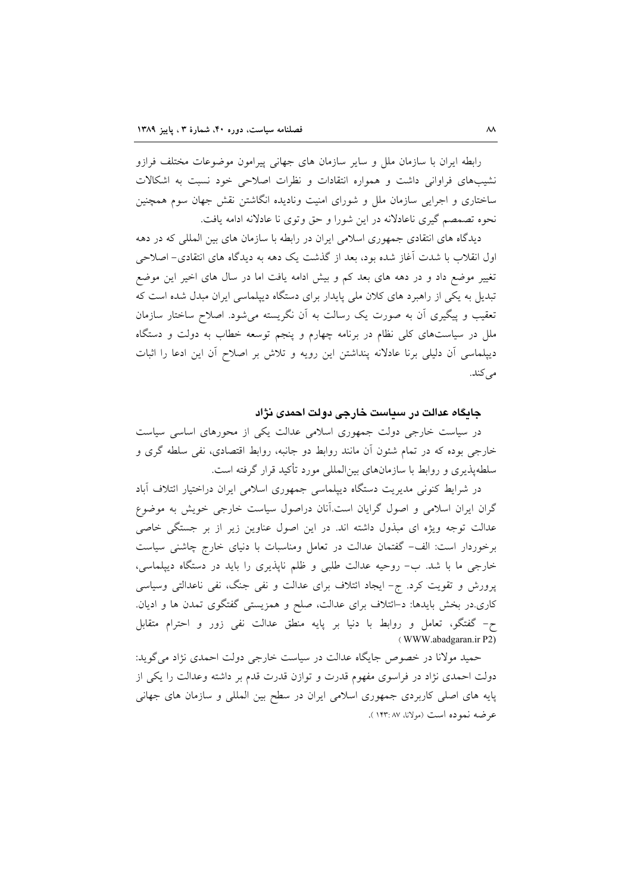رابطه ایران با سازمان ملل و سایر سازمان های جهانی پیرامون موضوعات مختلف فرازو نشیب‌های فراوانی داشت و همواره انتقادات و نظرات اصلاحی خود نسبت به اشکالات ساختاری و اجرایی سازمان ملل و شورای امنیت ونادیده انگاشتن نقش جهان سوم همچنین نحوه تصمصم گیری ناعادلانه در این شورا و حق وتوی نا عادلانه ادامه یافت.

دیدگاه های انتقادی جمهوری اسلامی ایران در رابطه با سازمان های بین المللی که در دهه اول انقلاب با شدت آغاز شده بود، بعد از گذشت یک دهه به دیدگاه های انتقادی- اصلاحی تغییر موضع داد و در دهه های بعد کم و بیش ادامه یافت اما در سال های اخیر این موضع تبدیل به یکی از راهبرد های کلان ملی پایدار برای دستگاه دیپلماسی ایران مبدل شده است که تعقیب و پیگیری آن به صورت یک رسالت به آن نگریسته می‌شود. اصلاح ساختار سازمان ملل در سیاست‌های کلی نظام در برنامه چهارم و پنجم توسعه خطاب به دولت و دستگاه دیپلماسی آن دلیلی برنا عادلانه پنداشتن این رویه و تلاش بر اصلاح آن این ادعا را اثبات می‌کند.

## جایگاه عدالت در سیاست خارجی دولت احمدی نژاد

در سیاست خارجی دولت جمهوری اسلامی عدالت یکی از محورهای اساسی سیاست خارجی بوده که در تمام شئون آن مانند روابط دو جانبه، روابط اقتصادی، نفی سلطه گری و سلطه‌پذیری و روابط با سازمان‌های بین‌المللی مورد تأکید قرار گرفته است.

در شرایط کنونی مدیریت دستگاه دیپلماسی جمهوری اسلامی ایران دراختیار ائتلاف آباد گران ایران اسلامی و اصول گرایان است.آنان دراصول سیاست خارجی خویش به موضوع عدالت توجه ویژه ای مبذول داشته اند. در این اصول عناوین زیر از بر جستگی خاصی برخوردار است: الف- گفتمان عدالت در تعامل ومناسبات با دنیای خارج چاشنی سیاست خارجی ما با شد. ب- روحیه عدالت طلبی و ظلم ناپذیری را باید در دستگاه دیپلماسی، پرورش و تقویت کرد. ج- ایجاد ائتلاف برای عدالت و نفی جنگ، نفی ناعدالتی وسیاسی کاری.در بخش بایدها: د-ائتلاف برای عدالت، صلح و همزیستی گفتگوی تمدن ها و ادیان. ح- گفتگو، تعامل و روابط با دنیا بر پایه منطق عدالت نفی زور و احترام متقابل (WWW.abadgaran.ir P2)

حمید مولانا در خصوص جایگاه عدالت در سیاست خارجی دولت احمدی نژاد می‌گوید: دولت احمدی نژاد در فراسوی مفهوم قدرت و توازن قدرت قدم بر داشته وعدالت را یکی از پایه های اصلی کاربردی جمهوری اسلامی ایران در سطح بین المللی و سازمان های جهانی عرضه نموده است (مولانا، ۸۷ :۱۴۳ ).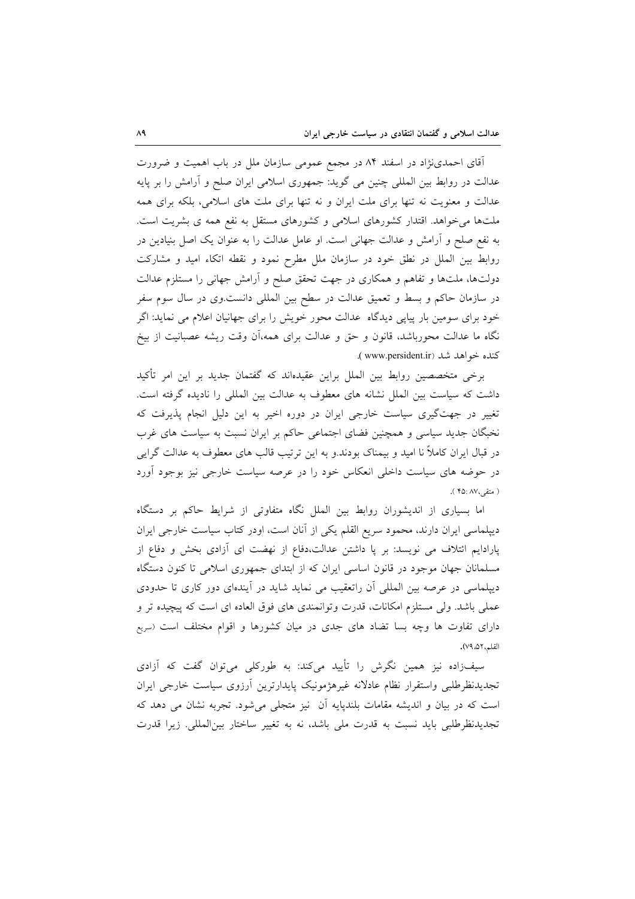آقای احمدی‌نژاد در اسفند ۸۴ در مجمع عمومی سازمان ملل در باب اهمیت و ضرورت عدالت در روابط بین المللی چنین می گوید: جمهوری اسلامی ایران صلح و آرامش را بر پایه عدالت و معنویت نه تنها برای ملت ایران و نه تنها برای ملت های اسلامی، بلکه برای همه ملت‌ها می‌خواهد. اقتدار کشورهای اسلامی و کشورهای مستقل به نفع همه ی بشریت است. به نفع صلح و آرامش و عدالت جهانی است. او عامل عدالت را به عنوان یک اصل بنیادین در روابط بین الملل در نطق خود در سازمان ملل مطرح نمود و نقطه اتکاء امید و مشارکت دولت‌ها، ملت‌ها و تفاهم و همکاری در جهت تحقق صلح و آرامش جهانی را مستلزم عدالت در سازمان حاکم و بسط و تعمیق عدالت در سطح بین المللی دانست.وی در سال سوم سفر خود برای سومین بار پیاپی دیدگاه عدالت محور خویش را برای جهانیان اعلام می نماید: اگر نگاه ما عدالت محورباشد، قانون و حق و عدالت برای همه،آن وقت ریشه عصبانیت از بیخ کنده خواهد شد (www.persident.ir ).

برخی متخصصین روابط بین الملل براین عقیده‌اند که گفتمان جدید بر این امر تأکید داشت که سیاست بین الملل نشانه های معطوف به عدالت بین المللی را نادیده گرفته است. تغییر در جهت‌گیری سیاست خارجی ایران در دوره اخیر به این دلیل انجام پذیرفت که نخبگان جدید سیاسی و همچنین فضای اجتماعی حاکم بر ایران نسبت به سیاست های غرب در قبال ایران کاملاً نا امید و بیمناک بودند.و به این ترتیب قالب های معطوف به عدالت گرایی در حوضه های سیاست داخلی انعکاس خود را در عرصه سیاست خارجی نیز بوجود آورد ( متقی،۸۷، ۴۵ ).

اما بسیاری از اندیشوران روابط بین الملل نگاه متفاوتی از شرایط حاکم بر دستگاه دیپلماسی ایران دارند، محمود سریع القلم یکی از آنان است، اودر کتاب سیاست خارجی ایران پارادایم ائتلاف می نویسد: بر پا داشتن عدالت،دفاع از نهضت ای آزادی بخش و دفاع از مسلمانان جهان موجود در قانون اساسی ایران که از ابتدای جمهوری اسلامی تا کنون دستگاه دیپلماسی در عرصه بین المللی آن راتعقیب می نماید شاید در آینده‌ای دور کاری تا حدودی عملی باشد. ولی مستلزم امکانات، قدرت وتوانمندی های فوق العاده ای است که پیچیده تر و دارای تفاوت ها وچه بسا تضاد های جدی در میان کشورها و اقوام مختلف است (سریع القلم،۷۹،۵۲).

سیف‌زاده نیز همین نگرش را تأیید می‌کند: به طورکلی می‌توان گفت که آزادی تجدیدنظرطلبی واستقرار نظام عادلانه غیرهژمونیک پایدارترین آرزوی سیاست خارجی ایران است که در بیان و اندیشه مقامات بلندپایه آن نیز متجلی می‌شود. تجربه نشان می دهد که تجدیدنظرطلبی باید نسبت به قدرت ملی باشد، نه به تغییر ساختار بین‌المللی. زیرا قدرت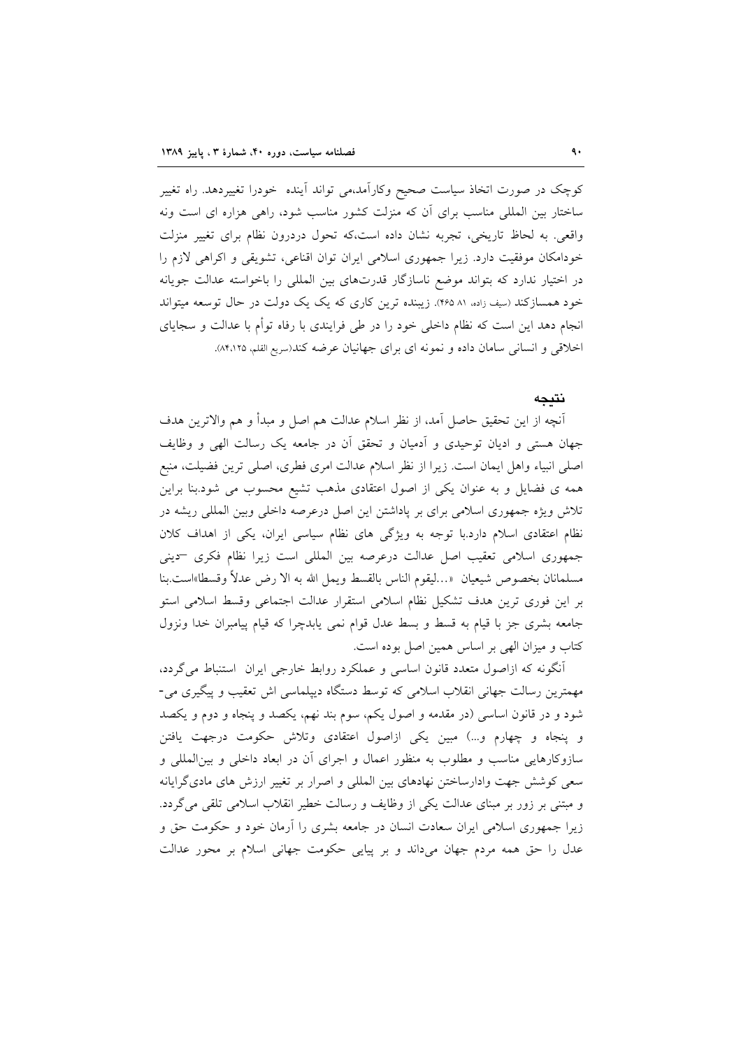کوچک در صورت اتخاذ سیاست صحیح وکارآمد،می تواند آینده خودرا تغییردهد. راه تغییر ساختار بین المللی مناسب برای آن که منزلت کشور مناسب شود، راهی هزاره ای است ونه واقعی. به لحاظ تاریخی، تجربه نشان داده است،که تحول دردرون نظام برای تغییر منزلت خودامکان موفقیت دارد. زیرا جمهوری اسلامی ایران توان اقناعی، تشویقی و اکراهی لازم را در اختیار ندارد که بتواند موضع ناسازگار قدرت‌های بین المللی را باخواسته عدالت جویانه خود همسازکند (سیف زاده، ۸۱ :۴۶۵). زیبنده ترین کاری که یک یک دولت در حال توسعه میتواند انجام دهد این است که نظام داخلی خود را در طی فرایندی با رفاه توأم با عدالت و سجایای اخلاقی و انسانی سامان داده و نمونه ای برای جهانیان عرضه کند(سریع القلم، ۸۴،۱۲۵).

## نتیجه

آنچه از این تحقیق حاصل آمد، از نظر اسلام عدالت هم اصل و مبدأ و هم والاترین هدف جهان هستی و ادیان توحیدی و آدمیان و تحقق آن در جامعه یک رسالت الهی و وظایف اصلی انبیاء واهل ایمان است. زیرا از نظر اسلام عدالت امری فطری، اصلی ترین فضیلت، منبع همه ی فضایل و به عنوان یکی از اصول اعتقادی مذهب تشیع محسوب می شود.بنا براین تلاش ویژه جمهوری اسلامی برای بر پاداشتن این اصل درعرصه داخلی وبین المللی ریشه در نظام اعتقادی اسلام دارد.با توجه به ویژگی های نظام سیاسی ایران، یکی از اهداف کلان جمهوری اسلامی تعقیب اصل عدالت درعرصه بین المللی است زیرا نظام فکری –دینی مسلمانان بخصوص شیعیان «...لیقوم الناس بالقسط ویمل الله به الا رض عدلاً وقسطا»است.بنا بر این فوری ترین هدف تشکیل نظام اسلامی استقرار عدالت اجتماعی وقسط اسلامی استو جامعه بشری جز با قیام به قسط و بسط عدل قوام نمی یابدچرا که قیام پیامبران خدا ونزول کتاب و میزان الهی بر اساس همین اصل بوده است.

آنگونه که ازاصول متعدد قانون اساسی و عملکرد روابط خارجی ایران استنباط می‌گردد، مهمترین رسالت جهانی انقلاب اسلامی که توسط دستگاه دیپلماسی اش تعقیب و پیگیری می-شود و در قانون اساسی (در مقدمه و اصول یکم، سوم بند نهم، یکصد و پنجاه و دوم و یکصد و پنجاه و چهارم و...) مبین یکی ازاصول اعتقادی وتلاش حکومت درجهت یافتن سازوکارهایی مناسب و مطلوب به منظور اعمال و اجرای آن در ابعاد داخلی و بین‌المللی و سعی کوشش جهت وادارساختن نهادهای بین المللی و اصرار بر تغییر ارزش های مادی‌گرایانه و مبتنی بر زور بر مبنای عدالت یکی از وظایف و رسالت خطیر انقلاب اسلامی تلقی می‌گردد. زیرا جمهوری اسلامی ایران سعادت انسان در جامعه بشری را آرمان خود و حکومت حق و عدل را حق همه مردم جهان می‌داند و بر پیایی حکومت جهانی اسلام بر محور عدالت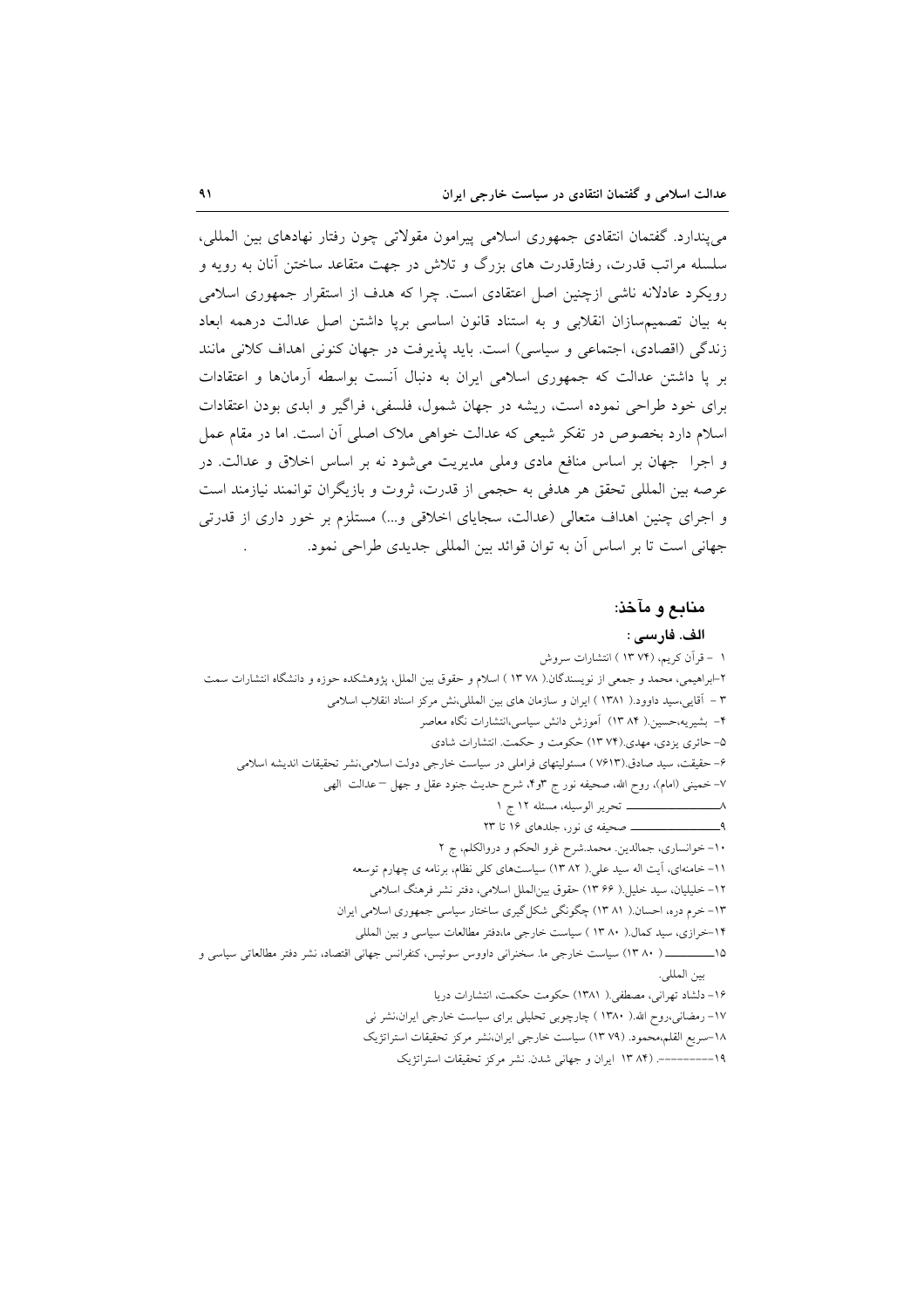می‌پندارد. گفتمان انتقادی جمهوری اسلامی پیرامون مقولاتی چون رفتار نهادهای بین المللی، سلسله مراتب قدرت، رفتارقدرت های بزرگ و تلاش در جهت متقاعد ساختن آنان به رویه و رویکرد عادلانه ناشی ازچنین اصل اعتقادی است. چرا که هدف از استقرار جمهوری اسلامی به بیان تصمیم‌سازان انقلابی و به استناد قانون اساسی برپا داشتن اصل عدالت درهمه ابعاد زندگی (اقصادی، اجتماعی و سیاسی) است. باید پذیرفت در جهان کنونی اهداف کلانی مانند بر پا داشتن عدالت که جمهوری اسلامی ایران به دنبال آنست بواسطه آرمانها و اعتقادات برای خود طراحی نموده است، ریشه در جهان شمول، فلسفی، فراگیر و ابدی بودن اعتقادات اسلام دارد بخصوص در تفکر شیعی که عدالت خواهی ملاک اصلی آن است. اما در مقام عمل و اجرا جهان بر اساس منافع مادی وملی مدیریت می‌شود نه بر اساس اخلاق و عدالت. در عرصه بین المللی تحقق هر هدفی به حجمی از قدرت، ثروت و بازیگران توانمند نیازمند است و اجرای چنین اهداف متعالی (عدالت، سجایای اخلاقی و...) مستلزم بر خور داری از قدرتی جهانی است تا بر اساس آن به توان قوائد بین المللی جدیدی طراحی نمود.

## منابع و مآخذ:

### الف. فارسی :

۱ - قرآن کریم، (۱۳۷۴) انتشارات سروش

۲-ابراهیمی، محمد و جمعی از نویسندگان.( ۱۳۷۸ ) اسلام و حقوق بین الملل، پژوهشکده حوزه و دانشگاه انتشارات سمت

۳ - آقایی،سید داوود.( ۱۳۸۱ ) ایران و سازمان های بین المللی،نش مرکز اسناد انقلاب اسلامی

۴- بشیریه،حسین.( ۱۳۸۴) آموزش دانش سیاسی،انتشارات نگاه معاصر

۵- حائری یزدی، مهدی.(۱۳۷۴) حکومت و حکمت. انتشارات شادی

۶- حقیقت، سید صادق.(۱۳۷۶) مسئولیتهای فراملی در سیاست خارجی دولت اسلامی،نشر تحقیقات اندیشه اسلامی

۷- خمینی (امام)، روح الله، صحیفه نور ج ۳و۴، شرح حدیث جنود عقل و جهل – عدالت الهی

۸ـــــــــــــــــــ تحریر الوسیله، مسئله ۱۲ ج ۱

۹ـــــــــــــــــــ صحیفه ی نور، جلدهای ۱۶ تا ۲۳

۱۰- خوانساری، جمالدین. محمد.شرح غرو الحکم و دروالکلم، ج ۲

۱۱- خامنه‌ای، آیت اله سید علی.( ۱۳۸۲) سیاست‌های کلی نظام، برنامه ی چهارم توسعه

۱۲- خلیلیان، سید خلیل.( ۱۳۶۶) حقوق بین‌الملل اسلامی، دفتر نشر فرهنگ اسلامی

۱۳- خرم دره، احسان.( ۱۳۸۱) چگونگی شکل‌گیری ساختار سیاسی جمهوری اسلامی ایران

۱۴-خرازی، سید کمال.( ۱۳۸۰ ) سیاست خارجی ما،دفتر مطالعات سیاسی و بین المللی

۱۵ـــــــــ ( ۱۳۸۰) سیاست خارجی ما. سخنرانی داووس سوئیس، کنفرانس جهانی اقتصاد، نشر دفتر مطالعاتی سیاسی و بین المللی.

۱۶- دلشاد تهرانی، مصطفی.( ۱۳۸۱) حکومت حکمت، انتشارات دریا

۱۷- رمضانی،روح الله.( ۱۳۸۰ ) چارچوبی تحلیلی برای سیاست خارجی ایران،نشر نی

۱۸-سریع القلم،محمود. (۱۳۷۹) سیاست خارجی ایران،نشر مرکز تحقیقات استراتژیک

۱۹---------. (۱۳۸۴ ایران و جهانی شدن. نشر مرکز تحقیقات استراتژیک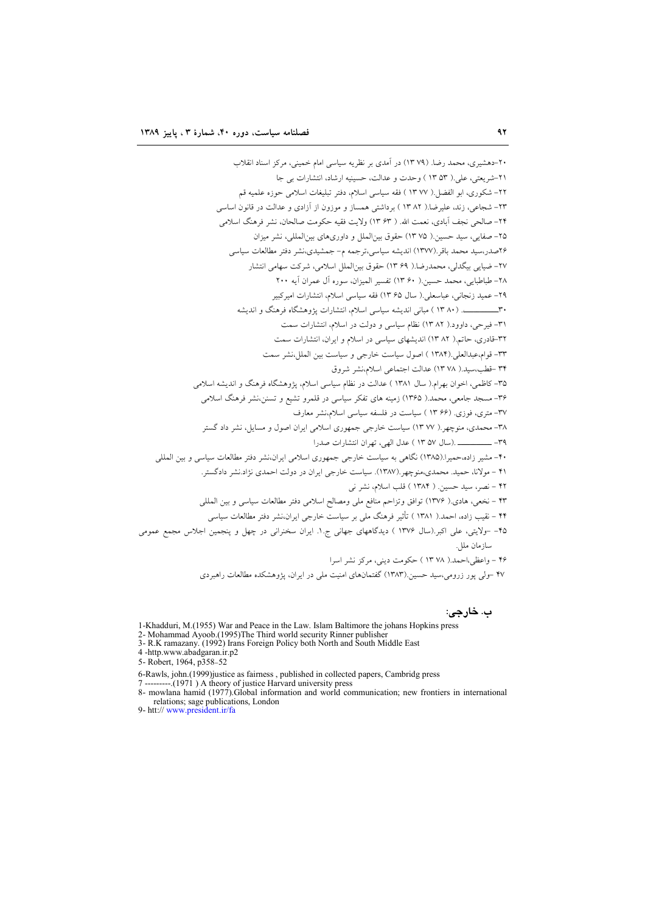۲۰-دهشیری، محمد رضا. (۷۹ ۱۳) در آمدی بر نظریه سیاسی امام خمینی، مرکز اسناد انقلاب

۲۱-شریعتی، علی.( ۵۳ ۱۳ ) وحدت و عدالت، حسینیه ارشاد، انتشارات بی جا

۲۲- شکوری، ابو الفضل.( ۷۷ ۱۳ ) فقه سیاسی اسلام، دفتر تبلیغات اسلامی حوزه علمیه قم

۲۳- شجاعی، زند، علیرضا.( ۸۲ ۱۳ ) برداشتی همساز و موزون از آزادی و عدالت در قانون اساسی

۲۴- صالحی نجف آبادی، نعمت الله. ( ۶۳ ۱۳) ولایت فقیه حکومت صالحان، نشر فرهنگ اسلامی

۲۵- صفایی، سید حسین.( ۷۵ ۱۳) حقوق بین‌الملل و داوری‌های بین‌المللی، نشر میزان

۲۶صدر،سید محمد باقر.(۱۳۷۷) اندیشه سیاسی،ترجمه م- جمشیدی،نشر دفتر مطالعات سیاسی

۲۷- ضیایی بیگدلی، محمدرضا.( ۶۹ ۱۳) حقوق بین‌الملل اسلامی، شرکت سهامی انتشار

۲۸- طباطبایی، محمد حسین.( ۶۰ ۱۳) تفسیر المیزان، سوره آل عمران آیه ۲۰۰

۲۹- عمید زنجانی، عباسعلی.( سال ۶۵ ۱۳) فقه سیاسی اسلام، انتشارات امیرکبیر

۳۰-ــــــــــ. (۸۰ ۱۳ ) مبانی اندیشه سیاسی اسلام، انتشارات پژوهشگاه فرهنگ و اندیشه

۳۱- فیرحی، داوود.( ۸۲ ۱۳) نظام سیاسی و دولت در اسلام، انتشارات سمت

۳۲-قادری، حاتم.( ۸۲ ۱۳) اندیشهای سیاسی در اسلام و ایران، انتشارات سمت

۳۳- قوام،عبدالعلی.(۱۳۸۴ ) اصول سیاست خارجی و سیاست بین الملل،نشر سمت

۳۴ -قطب،سید.( ۷۸ ۱۳) عدالت اجتماعی اسلام،نشر شروق

۳۵- کاظمی، اخوان بهرام.( سال ۱۳۸۱ ) عدالت در نظام سیاسی اسلام، پژوهشگاه فرهنگ و اندیشه اسلامی

۳۶- مسجد جامعی، محمد.( ۱۳۶۵) زمینه های تفکر سیاسی در قلمرو تشیع و تسنن،نشر فرهنگ اسلامی

۳۷- متری، فوزی. (۶۶ ۱۳ ) سیاست در فلسفه سیاسی اسلام،نشر معارف

۳۸- محمدی، منوچهر.( ۷۷ ۱۳) سیاست خارجی جمهوری اسلامی ایران اصول و مسایل، نشر داد گستر

۳۹- ــــــــــ .(سال ۵۷ ۱۳ ) عدل الهی، تهران انتشارات صدرا

۴۰- مشیر زاده،حمیرا.(۱۳۸۵) نگاهی به سیاست خارجی جمهوری اسلامی ایران،نشر دفتر مطالعات سیاسی و بین المللی

۴۱ - مولانا، حمید. محمدی،منوچهر.(۱۳۸۷). سیاست خارجی ایران در دولت احمدی نژاد.نشر دادگستر.

۴۲ - نصر، سید حسین. ( ۱۳۸۴ ) قلب اسلام، نشر نی

۴۳ - نخعی، هادی.( ۱۳۷۶) توافق وتزاحم منافع ملی ومصالح اسلامی دفتر مطالعات سیاسی و بین المللی

۴۴ - نقیب زاده، احمد.( ۱۳۸۱ ) تأثیر فرهنگ ملی بر سیاست خارجی ایران،نشر دفتر مطالعات سیاسی

۴۵- -ولایتی، علی اکبر.(سال ۱۳۷۶ ) دیدگاههای جهانی ج.۱. ایران سخنرانی در چهل و پنجمین اجلاس مجمع عمومی سازمان ملل.

۴۶ - واعظی،احمد.( ۷۸ ۱۳ ) حکومت دینی، مرکز نشر اسرا

۴۷ -ولی پور زرومی،سید حسین.(۱۳۸۳) گفتمان‌های امنیت ملی در ایران، پژوهشکده مطالعات راهبردی

## ب. خارجی:

1-Khadduri, M.(1955) War and Peace in the Law. Islam Baltimore the johans Hopkins press

2- Mohammad Ayoob.(1995)The Third world security Rinner publisher

3- R.K ramazany. (1992) Irans Foreign Policy both North and South Middle East

4 -http.www.abadgaran.ir.p2

5- Robert, 1964, p358-52

6-Rawls, john.(1999)justice as fairness , published in collected papers, Cambridg press

7 ---------.(1971 ) A theory of justice Harvard university press

8- mowlana hamid (1977).Global information and world communication; new frontiers in international relations; sage publications, London

9- htt:// www.president.ir/fa